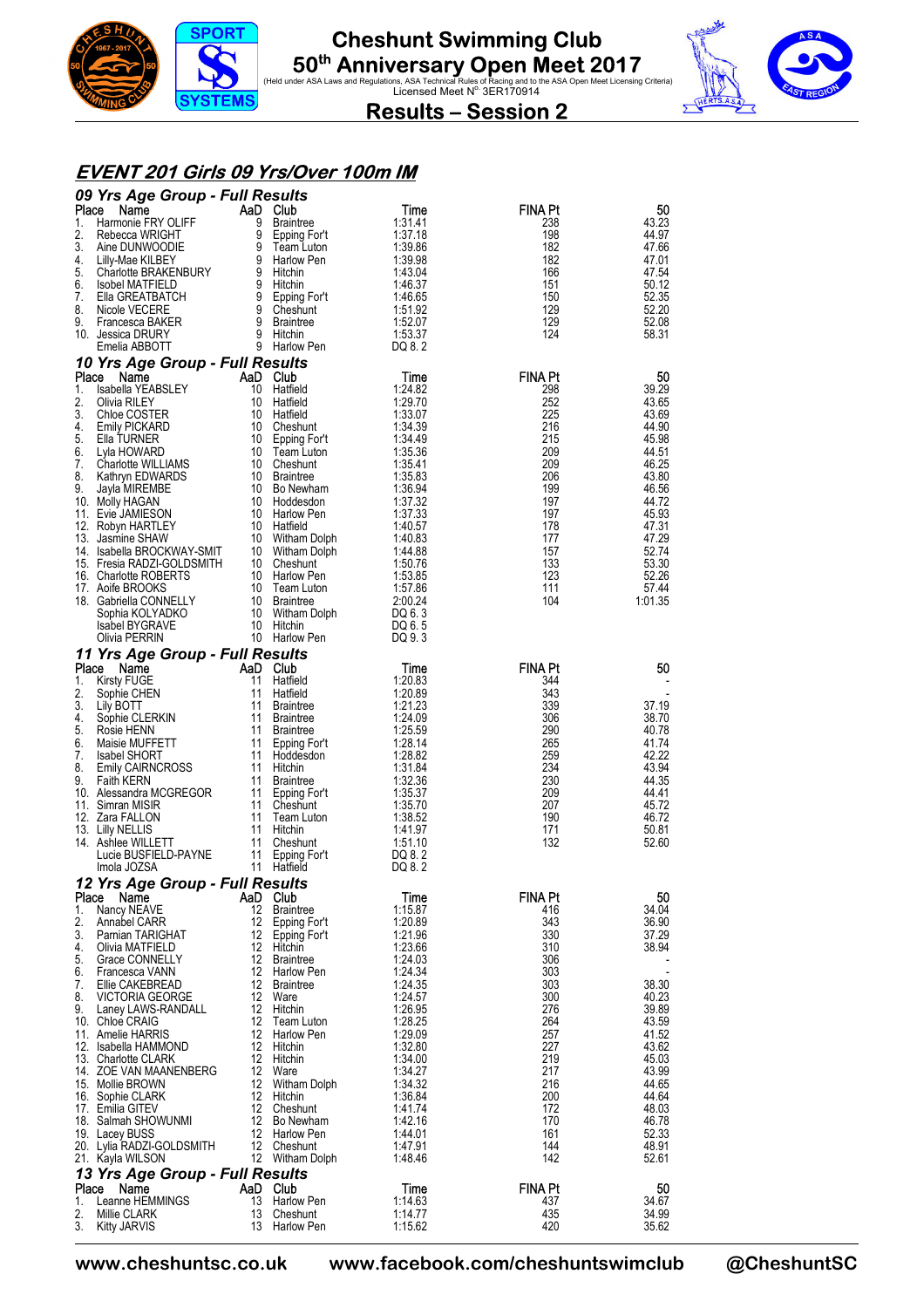# Cheshunt Swimming Club

## 50th Anniversary Open Meet 2017

(Held under ASA Laws and Regulations, ASA Technical Rules of Racing and to the ASA Open Meet Licensing Criteria)
Licensed Meet N° 3ER170914

## Results – Session 2

### EVENT 201 Girls 09 Yrs/Over 100m IM

#### 09 Yrs Age Group - Full Results

| Place | Name | AaD | Club | Time | FINA Pt | 50 |
|---|---|---|---|---|---|---|
| 1. | Harmonie FRY OLIFF | 9 | Braintree | 1:31.41 | 238 | 43.23 |
| 2. | Rebecca WRIGHT | 9 | Epping Fort | 1:37.18 | 198 | 44.97 |
| 3. | Aine DUNWOODIE | 9 | Team Luton | 1:39.86 | 182 | 47.66 |
| 4. | Lilly-Mae KILBEY | 9 | Harlow Pen | 1:39.98 | 182 | 47.01 |
| 5. | Charlotte BRAKENBURY | 9 | Hitchin | 1:43.04 | 166 | 47.54 |
| 6. | Isobel MATFIELD | 9 | Hitchin | 1:46.37 | 151 | 50.12 |
| 7. | Ella GREATBATCH | 9 | Epping Fort | 1:46.65 | 150 | 52.35 |
| 8. | Nicole VECERE | 9 | Cheshunt | 1:51.92 | 129 | 52.20 |
| 9. | Francesca BAKER | 9 | Braintree | 1:52.07 | 129 | 52.08 |
| 10. | Jessica DRURY | 9 | Hitchin | 1:53.37 | 124 | 58.31 |
| | Emelia ABBOTT | 9 | Harlow Pen | DQ 8. 2 | | |

#### 10 Yrs Age Group - Full Results

| Place | Name | AaD | Club | Time | FINA Pt | 50 |
|---|---|---|---|---|---|---|
| 1. | Isabella YEABSLEY | 10 | Hatfield | 1:24.82 | 298 | 39.29 |
| 2. | Olivia RILEY | 10 | Hatfield | 1:29.70 | 252 | 43.65 |
| 3. | Chloe COSTER | 10 | Hatfield | 1:33.07 | 225 | 43.69 |
| 4. | Emily PICKARD | 10 | Cheshunt | 1:34.39 | 216 | 44.90 |
| 5. | Ella TURNER | 10 | Epping Fort | 1:34.49 | 215 | 45.98 |
| 6. | Lyla HOWARD | 10 | Team Luton | 1:35.36 | 209 | 44.51 |
| 7. | Charlotte WILLIAMS | 10 | Cheshunt | 1:35.41 | 209 | 46.25 |
| 8. | Kathryn EDWARDS | 10 | Braintree | 1:35.83 | 206 | 43.80 |
| 9. | Jayla MIREMBE | 10 | Bo Newham | 1:36.94 | 199 | 46.56 |
| 10. | Molly HAGAN | 10 | Hoddesdon | 1:37.32 | 197 | 44.72 |
| 11. | Evie JAMIESON | 10 | Harlow Pen | 1:37.33 | 197 | 45.93 |
| 12. | Robyn HARTLEY | 10 | Hatfield | 1:40.57 | 178 | 47.31 |
| 13. | Jasmine SHAW | 10 | Witham Dolph | 1:40.83 | 177 | 47.29 |
| 14. | Isabella BROCKWAY-SMIT | 10 | Witham Dolph | 1:44.88 | 157 | 52.74 |
| 15. | Fresia RADZI-GOLDSMITH | 10 | Cheshunt | 1:50.76 | 133 | 53.30 |
| 16. | Charlotte ROBERTS | 10 | Harlow Pen | 1:53.85 | 123 | 52.26 |
| 17. | Aoife BROOKS | 10 | Team Luton | 1:57.86 | 111 | 57.44 |
| 18. | Gabriella CONNELLY | 10 | Braintree | 2:00.24 | 104 | 1:01.35 |
| | Sophia KOLYADKO | 10 | Witham Dolph | DQ 6. 3 | | |
| | Isabel BYGRAVE | 10 | Hitchin | DQ 6. 5 | | |
| | Olivia PERRIN | 10 | Harlow Pen | DQ 9. 3 | | |

#### 11 Yrs Age Group - Full Results

| Place | Name | AaD | Club | Time | FINA Pt | 50 |
|---|---|---|---|---|---|---|
| 1. | Kirsty FUGE | 11 | Hatfield | 1:20.83 | 344 | - |
| 2. | Sophie CHEN | 11 | Hatfield | 1:20.89 | 343 | - |
| 3. | Lily BOTT | 11 | Braintree | 1:21.23 | 339 | 37.19 |
| 4. | Sophie CLERKIN | 11 | Braintree | 1:24.09 | 306 | 38.70 |
| 5. | Rosie HENN | 11 | Braintree | 1:25.59 | 290 | 40.78 |
| 6. | Maisie MUFFETT | 11 | Epping Fort | 1:28.14 | 265 | 41.74 |
| 7. | Isabel SHORT | 11 | Hoddesdon | 1:28.82 | 259 | 42.22 |
| 8. | Emily CAIRNCROSS | 11 | Hitchin | 1:31.84 | 234 | 43.94 |
| 9. | Faith KERN | 11 | Braintree | 1:32.36 | 230 | 44.35 |
| 10. | Alessandra MCGREGOR | 11 | Epping Fort | 1:35.37 | 209 | 44.41 |
| 11. | Simran MISIR | 11 | Cheshunt | 1:35.70 | 207 | 45.72 |
| 12. | Zara FALLON | 11 | Team Luton | 1:38.52 | 190 | 46.72 |
| 13. | Lilly NELLIS | 11 | Hitchin | 1:41.97 | 171 | 50.81 |
| 14. | Ashlee WILLETT | 11 | Cheshunt | 1:51.10 | 132 | 52.60 |
| | Lucie BUSFIELD-PAYNE | 11 | Epping Fort | DQ 8. 2 | | |
| | Imola JOZSA | 11 | Hatfield | DQ 8. 2 | | |

#### 12 Yrs Age Group - Full Results

| Place | Name | AaD | Club | Time | FINA Pt | 50 |
|---|---|---|---|---|---|---|
| 1. | Nancy NEAVE | 12 | Braintree | 1:15.87 | 416 | 34.04 |
| 2. | Annabel CARR | 12 | Epping Fort | 1:20.89 | 343 | 36.90 |
| 3. | Parnian TARIGHAT | 12 | Epping Fort | 1:21.96 | 330 | 37.29 |
| 4. | Olivia MATFIELD | 12 | Hitchin | 1:23.66 | 310 | 38.94 |
| 5. | Grace CONNELLY | 12 | Braintree | 1:24.03 | 306 | - |
| 6. | Francesca VANN | 12 | Harlow Pen | 1:24.34 | 303 | - |
| 7. | Ellie CAKEBREAD | 12 | Braintree | 1:24.35 | 303 | 38.30 |
| 8. | VICTORIA GEORGE | 12 | Ware | 1:24.57 | 300 | 40.23 |
| 9. | Laney LAWS-RANDALL | 12 | Hitchin | 1:26.95 | 276 | 39.89 |
| 10. | Chloe CRAIG | 12 | Team Luton | 1:28.25 | 264 | 43.59 |
| 11. | Amelie HARRIS | 12 | Harlow Pen | 1:29.09 | 257 | 41.52 |
| 12. | Isabella HAMMOND | 12 | Hitchin | 1:32.80 | 227 | 43.62 |
| 13. | Charlotte CLARK | 12 | Hitchin | 1:34.00 | 219 | 45.03 |
| 14. | ZOE VAN MAANENBERG | 12 | Ware | 1:34.27 | 217 | 43.99 |
| 15. | Mollie BROWN | 12 | Witham Dolph | 1:34.32 | 216 | 44.65 |
| 16. | Sophie CLARK | 12 | Hitchin | 1:36.84 | 200 | 44.64 |
| 17. | Emilia GITEV | 12 | Cheshunt | 1:41.74 | 172 | 48.03 |
| 18. | Salmah SHOWUNMI | 12 | Bo Newham | 1:42.16 | 170 | 46.78 |
| 19. | Lacey BUSS | 12 | Harlow Pen | 1:44.01 | 161 | 52.33 |
| 20. | Lylia RADZI-GOLDSMITH | 12 | Cheshunt | 1:47.91 | 144 | 48.91 |
| 21. | Kayla WILSON | 12 | Witham Dolph | 1:48.46 | 142 | 52.61 |

#### 13 Yrs Age Group - Full Results

| Place | Name | AaD | Club | Time | FINA Pt | 50 |
|---|---|---|---|---|---|---|
| 1. | Leanne HEMMINGS | 13 | Harlow Pen | 1:14.63 | 437 | 34.67 |
| 2. | Millie CLARK | 13 | Cheshunt | 1:14.77 | 435 | 34.99 |
| 3. | Kitty JARVIS | 13 | Harlow Pen | 1:15.62 | 420 | 35.62 |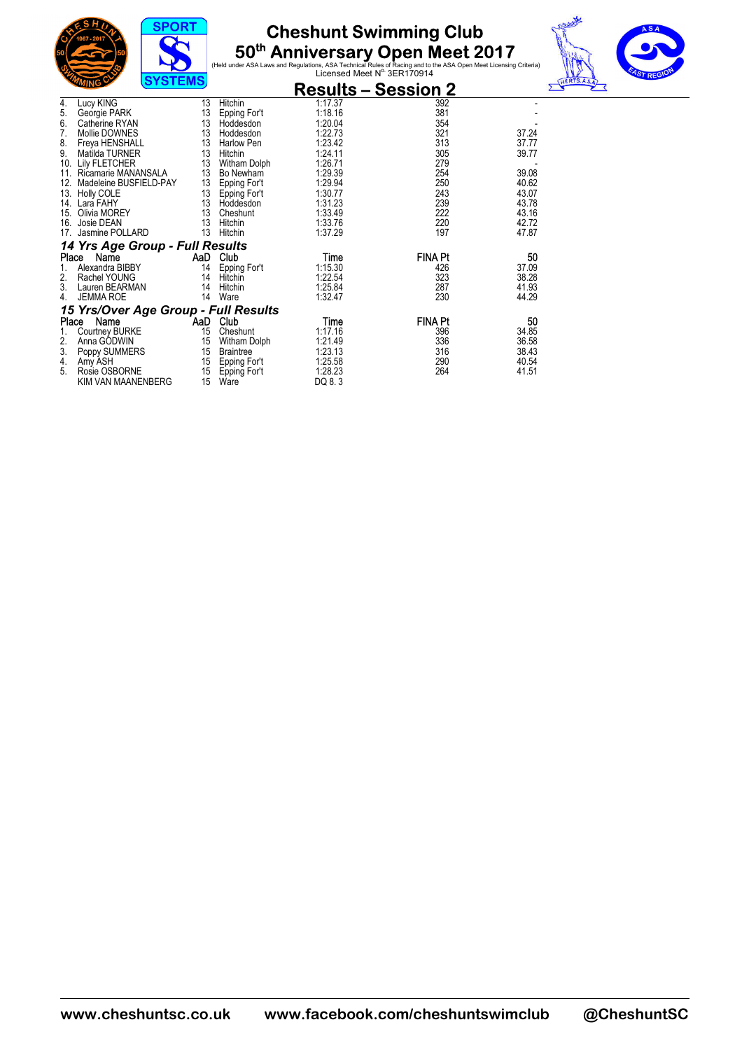# Cheshunt Swimming Club

## 50th Anniversary Open Meet 2017

(Held under ASA Laws and Regulations, ASA Technical Rules of Racing and to the ASA Open Meet Licensing Criteria)
Licensed Meet N° 3ER170914

## Results – Session 2

| Place | Name | AaD | Club | Time | FINA Pt | 50 |
|---|---|---|---|---|---|---|
| 4. | Lucy KING | 13 | Hitchin | 1:17.37 | 392 | - |
| 5. | Georgie PARK | 13 | Epping For't | 1:18.16 | 381 | - |
| 6. | Catherine RYAN | 13 | Hoddesdon | 1:20.04 | 354 | - |
| 7. | Mollie DOWNES | 13 | Hoddesdon | 1:22.73 | 321 | 37.24 |
| 8. | Freya HENSHALL | 13 | Harlow Pen | 1:23.42 | 313 | 37.77 |
| 9. | Matilda TURNER | 13 | Hitchin | 1:24.11 | 305 | 39.77 |
| 10. | Lily FLETCHER | 13 | Witham Dolph | 1:26.71 | 279 | - |
| 11. | Ricamarie MANANSALA | 13 | Bo Newham | 1:29.39 | 254 | 39.08 |
| 12. | Madeleine BUSFIELD-PAY | 13 | Epping For't | 1:29.94 | 250 | 40.62 |
| 13. | Holly COLE | 13 | Epping For't | 1:30.77 | 243 | 43.07 |
| 14. | Lara FAHY | 13 | Hoddesdon | 1:31.23 | 239 | 43.78 |
| 15. | Olivia MOREY | 13 | Cheshunt | 1:33.49 | 222 | 43.16 |
| 16. | Josie DEAN | 13 | Hitchin | 1:33.76 | 220 | 42.72 |
| 17. | Jasmine POLLARD | 13 | Hitchin | 1:37.29 | 197 | 47.87 |

### *14 Yrs Age Group - Full Results*

| Place | Name | AaD | Club | Time | FINA Pt | 50 |
|---|---|---|---|---|---|---|
| 1. | Alexandra BIBBY | 14 | Epping For't | 1:15.30 | 426 | 37.09 |
| 2. | Rachel YOUNG | 14 | Hitchin | 1:22.54 | 323 | 38.28 |
| 3. | Lauren BEARMAN | 14 | Hitchin | 1:25.84 | 287 | 41.93 |
| 4. | JEMMA ROE | 14 | Ware | 1:32.47 | 230 | 44.29 |

### *15 Yrs/Over Age Group - Full Results*

| Place | Name | AaD | Club | Time | FINA Pt | 50 |
|---|---|---|---|---|---|---|
| 1. | Courtney BURKE | 15 | Cheshunt | 1:17.16 | 396 | 34.85 |
| 2. | Anna GODWIN | 15 | Witham Dolph | 1:21.49 | 336 | 36.58 |
| 3. | Poppy SUMMERS | 15 | Braintree | 1:23.13 | 316 | 38.43 |
| 4. | Amy ASH | 15 | Epping For't | 1:25.58 | 290 | 40.54 |
| 5. | Rosie OSBORNE | 15 | Epping For't | 1:28.23 | 264 | 41.51 |
| | KIM VAN MAANENBERG | 15 | Ware | DQ 8. 3 | | |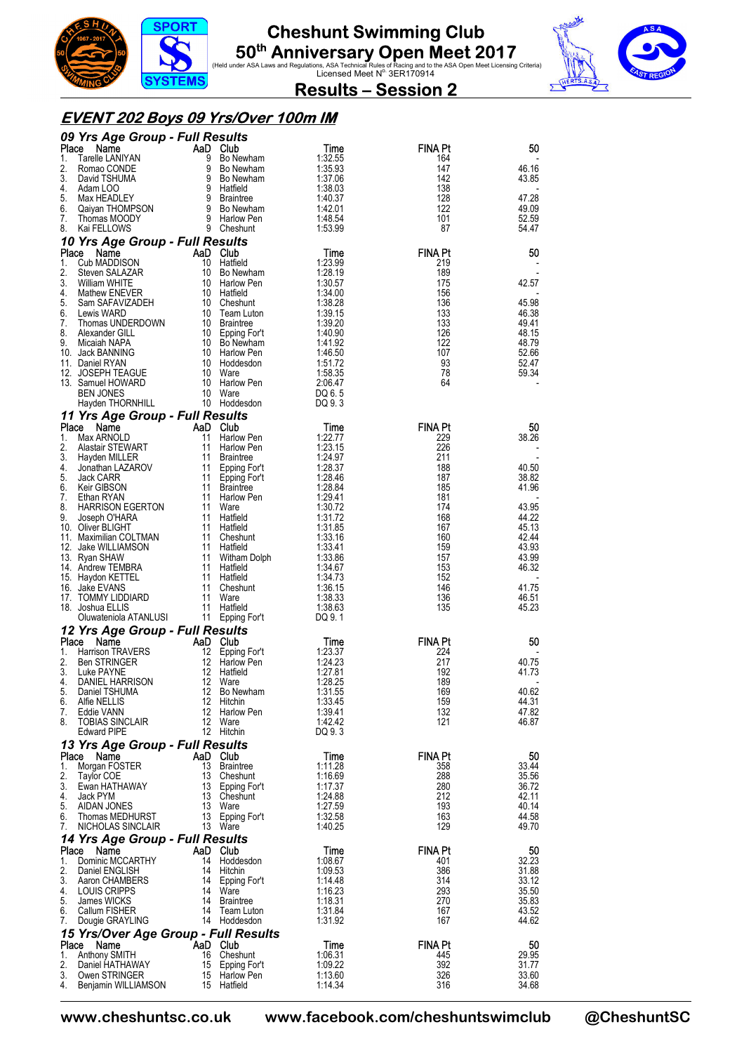# Cheshunt Swimming Club

## 50th Anniversary Open Meet 2017

(Held under ASA Laws and Regulations, ASA Technical Rules of Racing and to the ASA Open Meet Licensing Criteria)
Licensed Meet N° 3ER170914

## Results – Session 2

### *EVENT 202 Boys 09 Yrs/Over 100m IM*

#### *09 Yrs Age Group - Full Results*

| Place | Name | AaD | Club | Time | FINA Pt | 50 |
|---|---|---|---|---|---|---|
| 1. | Tarelle LANIYAN | 9 | Bo Newham | 1:32.55 | 164 | - |
| 2. | Romao CONDE | 9 | Bo Newham | 1:35.93 | 147 | 46.16 |
| 3. | David TSHUMA | 9 | Bo Newham | 1:37.06 | 142 | 43.85 |
| 4. | Adam LOO | 9 | Hatfield | 1:38.03 | 138 | - |
| 5. | Max HEADLEY | 9 | Braintree | 1:40.37 | 128 | 47.28 |
| 6. | Qaiyan THOMPSON | 9 | Bo Newham | 1:42.01 | 122 | 49.09 |
| 7. | Thomas MOODY | 9 | Harlow Pen | 1:48.54 | 101 | 52.59 |
| 8. | Kai FELLOWS | 9 | Cheshunt | 1:53.99 | 87 | 54.47 |

#### *10 Yrs Age Group - Full Results*

| Place | Name | AaD | Club | Time | FINA Pt | 50 |
|---|---|---|---|---|---|---|
| 1. | Cub MADDISON | 10 | Hatfield | 1:23.99 | 219 | - |
| 2. | Steven SALAZAR | 10 | Bo Newham | 1:28.19 | 189 | - |
| 3. | William WHITE | 10 | Harlow Pen | 1:30.57 | 175 | 42.57 |
| 4. | Mathew ENEVER | 10 | Hatfield | 1:34.00 | 156 | - |
| 5. | Sam SAFAVIZADEH | 10 | Cheshunt | 1:38.28 | 136 | 45.98 |
| 6. | Lewis WARD | 10 | Team Luton | 1:39.15 | 133 | 46.38 |
| 7. | Thomas UNDERDOWN | 10 | Braintree | 1:39.20 | 133 | 49.41 |
| 8. | Alexander GILL | 10 | Epping For't | 1:40.90 | 126 | 48.15 |
| 9. | Micaiah NAPA | 10 | Bo Newham | 1:41.92 | 122 | 48.79 |
| 10. | Jack BANNING | 10 | Harlow Pen | 1:46.50 | 107 | 52.66 |
| 11. | Daniel RYAN | 10 | Hoddesdon | 1:51.72 | 93 | 52.47 |
| 12. | JOSEPH TEAGUE | 10 | Ware | 1:58.35 | 78 | 59.34 |
| 13. | Samuel HOWARD | 10 | Harlow Pen | 2:06.47 | 64 | - |
| | BEN JONES | 10 | Ware | DQ 6. 5 | | |
| | Hayden THORNHILL | 10 | Hoddesdon | DQ 9. 3 | | |

#### *11 Yrs Age Group - Full Results*

| Place | Name | AaD | Club | Time | FINA Pt | 50 |
|---|---|---|---|---|---|---|
| 1. | Max ARNOLD | 11 | Harlow Pen | 1:22.77 | 229 | 38.26 |
| 2. | Alastair STEWART | 11 | Harlow Pen | 1:23.15 | 226 | - |
| 3. | Hayden MILLER | 11 | Braintree | 1:24.97 | 211 | - |
| 4. | Jonathan LAZAROV | 11 | Epping For't | 1:28.37 | 188 | 40.50 |
| 5. | Jack CARR | 11 | Epping For't | 1:28.46 | 187 | 38.82 |
| 6. | Keir GIBSON | 11 | Braintree | 1:28.84 | 185 | 41.96 |
| 7. | Ethan RYAN | 11 | Harlow Pen | 1:29.41 | 181 | - |
| 8. | HARRISON EGERTON | 11 | Ware | 1:30.72 | 174 | 43.95 |
| 9. | Joseph O'HARA | 11 | Hatfield | 1:31.72 | 168 | 44.22 |
| 10. | Oliver BLIGHT | 11 | Hatfield | 1:31.85 | 167 | 45.13 |
| 11. | Maximilian COLTMAN | 11 | Cheshunt | 1:33.16 | 160 | 42.44 |
| 12. | Jake WILLIAMSON | 11 | Hatfield | 1:33.41 | 159 | 43.93 |
| 13. | Ryan SHAW | 11 | Witham Dolph | 1:33.86 | 157 | 43.99 |
| 14. | Andrew TEMBRA | 11 | Hatfield | 1:34.67 | 153 | 46.32 |
| 15. | Haydon KETTEL | 11 | Hatfield | 1:34.73 | 152 | - |
| 16. | Jake EVANS | 11 | Cheshunt | 1:36.15 | 146 | 41.75 |
| 17. | TOMMY LIDDIARD | 11 | Ware | 1:38.33 | 136 | 46.51 |
| 18. | Joshua ELLIS | 11 | Hatfield | 1:38.63 | 135 | 45.23 |
| | Oluwateniola ATANLUSI | 11 | Epping For't | DQ 9. 1 | | |

#### *12 Yrs Age Group - Full Results*

| Place | Name | AaD | Club | Time | FINA Pt | 50 |
|---|---|---|---|---|---|---|
| 1. | Harrison TRAVERS | 12 | Epping For't | 1:23.37 | 224 | - |
| 2. | Ben STRINGER | 12 | Harlow Pen | 1:24.23 | 217 | 40.75 |
| 3. | Luke PAYNE | 12 | Hatfield | 1:27.81 | 192 | 41.73 |
| 4. | DANIEL HARRISON | 12 | Ware | 1:28.25 | 189 | - |
| 5. | Daniel TSHUMA | 12 | Bo Newham | 1:31.55 | 169 | 40.62 |
| 6. | Alfie NELLIS | 12 | Hitchin | 1:33.45 | 159 | 44.31 |
| 7. | Eddie VANN | 12 | Harlow Pen | 1:39.41 | 132 | 47.82 |
| 8. | TOBIAS SINCLAIR | 12 | Ware | 1:42.42 | 121 | 46.87 |
| | Edward PIPE | 12 | Hitchin | DQ 9. 3 | | |

#### *13 Yrs Age Group - Full Results*

| Place | Name | AaD | Club | Time | FINA Pt | 50 |
|---|---|---|---|---|---|---|
| 1. | Morgan FOSTER | 13 | Braintree | 1:11.28 | 358 | 33.44 |
| 2. | Taylor COE | 13 | Cheshunt | 1:16.69 | 288 | 35.56 |
| 3. | Ewan HATHAWAY | 13 | Epping For't | 1:17.37 | 280 | 36.72 |
| 4. | Jack PYM | 13 | Cheshunt | 1:24.88 | 212 | 42.11 |
| 5. | AIDAN JONES | 13 | Ware | 1:27.59 | 193 | 40.14 |
| 6. | Thomas MEDHURST | 13 | Epping For't | 1:32.58 | 163 | 44.58 |
| 7. | NICHOLAS SINCLAIR | 13 | Ware | 1:40.25 | 129 | 49.70 |

#### *14 Yrs Age Group - Full Results*

| Place | Name | AaD | Club | Time | FINA Pt | 50 |
|---|---|---|---|---|---|---|
| 1. | Dominic MCCARTHY | 14 | Hoddesdon | 1:08.67 | 401 | 32.23 |
| 2. | Daniel ENGLISH | 14 | Hitchin | 1:09.53 | 386 | 31.88 |
| 3. | Aaron CHAMBERS | 14 | Epping For't | 1:14.48 | 314 | 33.12 |
| 4. | LOUIS CRIPPS | 14 | Ware | 1:16.23 | 293 | 35.50 |
| 5. | James WICKS | 14 | Braintree | 1:18.31 | 270 | 35.83 |
| 6. | Callum FISHER | 14 | Team Luton | 1:31.84 | 167 | 43.52 |
| 7. | Dougie GRAYLING | 14 | Hoddesdon | 1:31.92 | 167 | 44.62 |

#### *15 Yrs/Over Age Group - Full Results*

| Place | Name | AaD | Club | Time | FINA Pt | 50 |
|---|---|---|---|---|---|---|
| 1. | Anthony SMITH | 16 | Cheshunt | 1:06.31 | 445 | 29.95 |
| 2. | Daniel HATHAWAY | 15 | Epping For't | 1:09.22 | 392 | 31.77 |
| 3. | Owen STRINGER | 15 | Harlow Pen | 1:13.60 | 326 | 33.60 |
| 4. | Benjamin WILLIAMSON | 15 | Hatfield | 1:14.34 | 316 | 34.68 |

www.cheshuntsc.co.uk www.facebook.com/cheshuntswimclub @CheshuntSC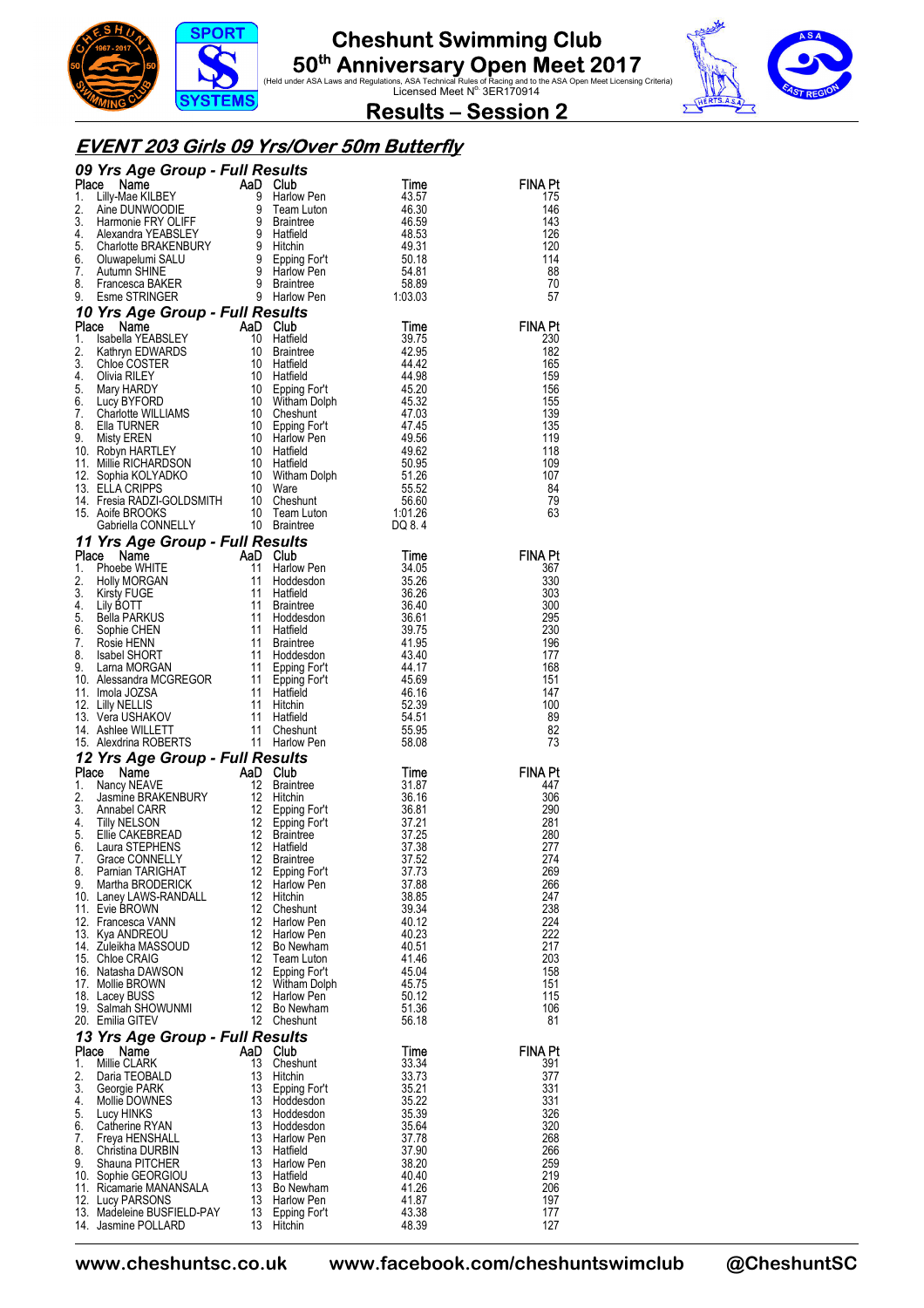# Cheshunt Swimming Club

## 50th Anniversary Open Meet 2017

(Held under ASA Laws and Regulations, ASA Technical Rules of Racing and to the ASA Open Meet Licensing Criteria)
Licensed Meet N° 3ER170914

## Results – Session 2

### EVENT 203 Girls 09 Yrs/Over 50m Butterfly

#### 09 Yrs Age Group - Full Results

| Place | Name | AaD | Club | Time | FINA Pt |
|---|---|---|---|---|---|
| 1. | Lilly-Mae KILBEY | 9 | Harlow Pen | 43.57 | 175 |
| 2. | Aine DUNWOODIE | 9 | Team Luton | 46.30 | 146 |
| 3. | Harmonie FRY OLIFF | 9 | Braintree | 46.59 | 143 |
| 4. | Alexandra YEABSLEY | 9 | Hatfield | 48.53 | 126 |
| 5. | Charlotte BRAKENBURY | 9 | Hitchin | 49.31 | 120 |
| 6. | Oluwapelumi SALU | 9 | Epping Fort | 50.18 | 114 |
| 7. | Autumn SHINE | 9 | Harlow Pen | 54.81 | 88 |
| 8. | Francesca BAKER | 9 | Braintree | 58.89 | 70 |
| 9. | Esme STRINGER | 9 | Harlow Pen | 1:03.03 | 57 |

#### 10 Yrs Age Group - Full Results

| Place | Name | AaD | Club | Time | FINA Pt |
|---|---|---|---|---|---|
| 1. | Isabella YEABSLEY | 10 | Hatfield | 39.75 | 230 |
| 2. | Kathryn EDWARDS | 10 | Braintree | 42.95 | 182 |
| 3. | Chloe COSTER | 10 | Hatfield | 44.42 | 165 |
| 4. | Olivia RILEY | 10 | Hatfield | 44.98 | 159 |
| 5. | Mary HARDY | 10 | Epping Fort | 45.20 | 156 |
| 6. | Lucy BYFORD | 10 | Witham Dolph | 45.32 | 155 |
| 7. | Charlotte WILLIAMS | 10 | Cheshunt | 47.03 | 139 |
| 8. | Ella TURNER | 10 | Epping Fort | 47.45 | 135 |
| 9. | Misty EREN | 10 | Harlow Pen | 49.56 | 119 |
| 10. | Robyn HARTLEY | 10 | Hatfield | 49.62 | 118 |
| 11. | Millie RICHARDSON | 10 | Hatfield | 50.95 | 109 |
| 12. | Sophia KOLYADKO | 10 | Witham Dolph | 51.26 | 107 |
| 13. | ELLA CRIPPS | 10 | Ware | 55.52 | 84 |
| 14. | Fresia RADZI-GOLDSMITH | 10 | Cheshunt | 56.60 | 79 |
| 15. | Aoife BROOKS | 10 | Team Luton | 1:01.26 | 63 |
| | Gabriella CONNELLY | 10 | Braintree | DQ 8. 4 | |

#### 11 Yrs Age Group - Full Results

| Place | Name | AaD | Club | Time | FINA Pt |
|---|---|---|---|---|---|
| 1. | Phoebe WHITE | 11 | Harlow Pen | 34.05 | 367 |
| 2. | Holly MORGAN | 11 | Hoddesdon | 35.26 | 330 |
| 3. | Kirsty FUGE | 11 | Hatfield | 36.26 | 303 |
| 4. | Lily BOTT | 11 | Braintree | 36.40 | 300 |
| 5. | Bella PARKUS | 11 | Hoddesdon | 36.61 | 295 |
| 6. | Sophie CHEN | 11 | Hatfield | 39.75 | 230 |
| 7. | Rosie HENN | 11 | Braintree | 41.95 | 196 |
| 8. | Isabel SHORT | 11 | Hoddesdon | 43.40 | 177 |
| 9. | Larna MORGAN | 11 | Epping Fort | 44.17 | 168 |
| 10. | Alessandra MCGREGOR | 11 | Epping Fort | 45.69 | 151 |
| 11. | Imola JOZSA | 11 | Hatfield | 46.16 | 147 |
| 12. | Lilly NELLIS | 11 | Hitchin | 52.39 | 100 |
| 13. | Vera USHAKOV | 11 | Hatfield | 54.51 | 89 |
| 14. | Ashlee WILLETT | 11 | Cheshunt | 55.95 | 82 |
| 15. | Alexdrina ROBERTS | 11 | Harlow Pen | 58.08 | 73 |

#### 12 Yrs Age Group - Full Results

| Place | Name | AaD | Club | Time | FINA Pt |
|---|---|---|---|---|---|
| 1. | Nancy NEAVE | 12 | Braintree | 31.87 | 447 |
| 2. | Jasmine BRAKENBURY | 12 | Hitchin | 36.16 | 306 |
| 3. | Annabel CARR | 12 | Epping Fort | 36.81 | 290 |
| 4. | Tilly NELSON | 12 | Epping Fort | 37.21 | 281 |
| 5. | Ellie CAKEBREAD | 12 | Braintree | 37.25 | 280 |
| 6. | Laura STEPHENS | 12 | Hatfield | 37.38 | 277 |
| 7. | Grace CONNELLY | 12 | Braintree | 37.52 | 274 |
| 8. | Parnian TARIGHAT | 12 | Epping Fort | 37.73 | 269 |
| 9. | Martha BRODERICK | 12 | Harlow Pen | 37.88 | 266 |
| 10. | Laney LAWS-RANDALL | 12 | Hitchin | 38.85 | 247 |
| 11. | Evie BROWN | 12 | Cheshunt | 39.34 | 238 |
| 12. | Francesca VANN | 12 | Harlow Pen | 40.12 | 224 |
| 13. | Kya ANDREOU | 12 | Harlow Pen | 40.23 | 222 |
| 14. | Zuleikha MASSOUD | 12 | Bo Newham | 40.51 | 217 |
| 15. | Chloe CRAIG | 12 | Team Luton | 41.46 | 203 |
| 16. | Natasha DAWSON | 12 | Epping Fort | 45.04 | 158 |
| 17. | Mollie BROWN | 12 | Witham Dolph | 45.75 | 151 |
| 18. | Lacey BUSS | 12 | Harlow Pen | 50.12 | 115 |
| 19. | Salmah SHOWUNMI | 12 | Bo Newham | 51.36 | 106 |
| 20. | Emilia GITEV | 12 | Cheshunt | 56.18 | 81 |

#### 13 Yrs Age Group - Full Results

| Place | Name | AaD | Club | Time | FINA Pt |
|---|---|---|---|---|---|
| 1. | Millie CLARK | 13 | Cheshunt | 33.34 | 391 |
| 2. | Daria TEOBALD | 13 | Hitchin | 33.73 | 377 |
| 3. | Georgie PARK | 13 | Epping Fort | 35.21 | 331 |
| 4. | Mollie DOWNES | 13 | Hoddesdon | 35.22 | 331 |
| 5. | Lucy HINKS | 13 | Hoddesdon | 35.39 | 326 |
| 6. | Catherine RYAN | 13 | Hoddesdon | 35.64 | 320 |
| 7. | Freya HENSHALL | 13 | Harlow Pen | 37.78 | 268 |
| 8. | Christina DURBIN | 13 | Hatfield | 37.90 | 266 |
| 9. | Shauna PITCHER | 13 | Harlow Pen | 38.20 | 259 |
| 10. | Sophie GEORGIOU | 13 | Hatfield | 40.40 | 219 |
| 11. | Ricamarie MANANSALA | 13 | Bo Newham | 41.26 | 206 |
| 12. | Lucy PARSONS | 13 | Harlow Pen | 41.87 | 197 |
| 13. | Madeleine BUSFIELD-PAY | 13 | Epping Fort | 43.38 | 177 |
| 14. | Jasmine POLLARD | 13 | Hitchin | 48.39 | 127 |

www.cheshuntsc.co.uk www.facebook.com/cheshuntswimclub @CheshuntSC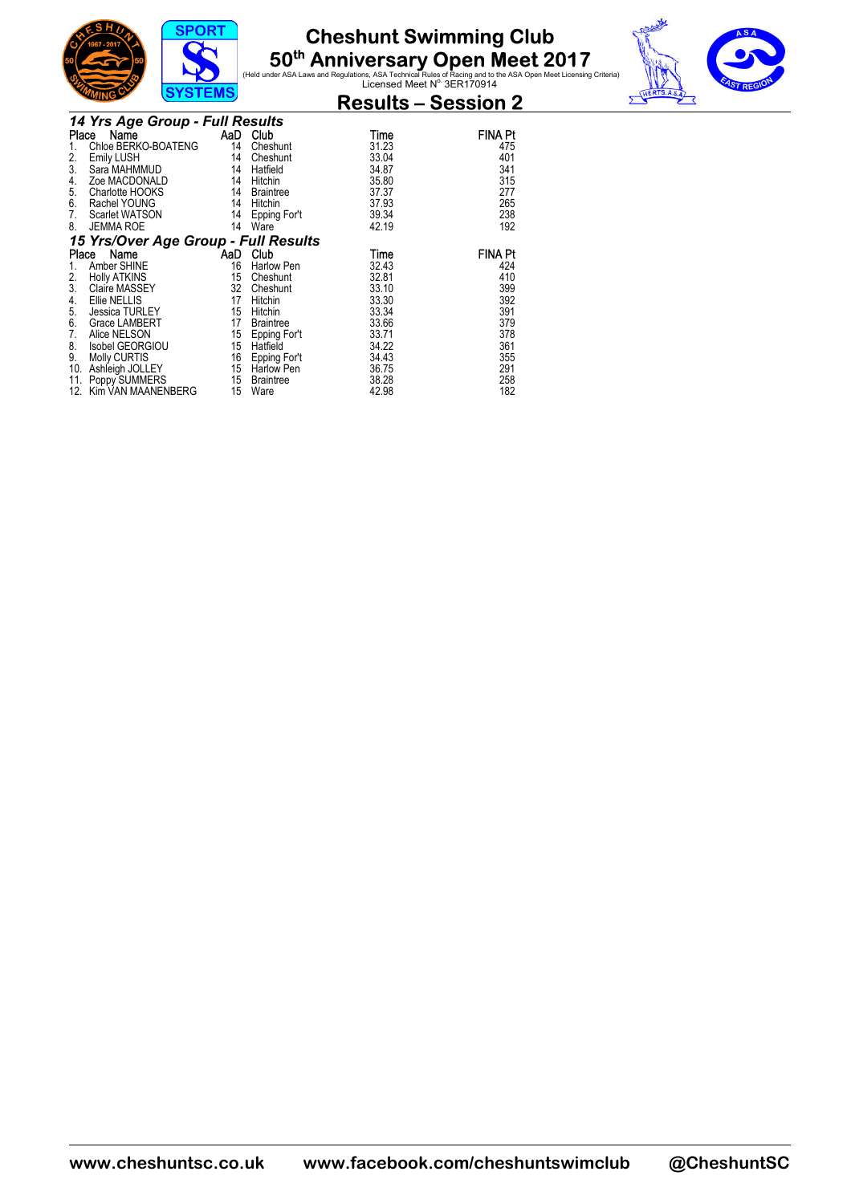# Cheshunt Swimming Club

## 50th Anniversary Open Meet 2017

(Held under ASA Laws and Regulations, ASA Technical Rules of Racing and to the ASA Open Meet Licensing Criteria)
Licensed Meet N° 3ER170914

## Results – Session 2

### 14 Yrs Age Group - Full Results

| Place | Name | AaD | Club | Time | FINA Pt |
|---|---|---|---|---|---|
| 1. | Chloe BERKO-BOATENG | 14 | Cheshunt | 31.23 | 475 |
| 2. | Emily LUSH | 14 | Cheshunt | 33.04 | 401 |
| 3. | Sara MAHMMUD | 14 | Hatfield | 34.87 | 341 |
| 4. | Zoe MACDONALD | 14 | Hitchin | 35.80 | 315 |
| 5. | Charlotte HOOKS | 14 | Braintree | 37.37 | 277 |
| 6. | Rachel YOUNG | 14 | Hitchin | 37.93 | 265 |
| 7. | Scarlet WATSON | 14 | Epping For't | 39.34 | 238 |
| 8. | JEMMA ROE | 14 | Ware | 42.19 | 192 |

### 15 Yrs/Over Age Group - Full Results

| Place | Name | AaD | Club | Time | FINA Pt |
|---|---|---|---|---|---|
| 1. | Amber SHINE | 16 | Harlow Pen | 32.43 | 424 |
| 2. | Holly ATKINS | 15 | Cheshunt | 32.81 | 410 |
| 3. | Claire MASSEY | 32 | Cheshunt | 33.10 | 399 |
| 4. | Ellie NELLIS | 17 | Hitchin | 33.30 | 392 |
| 5. | Jessica TURLEY | 15 | Hitchin | 33.34 | 391 |
| 6. | Grace LAMBERT | 17 | Braintree | 33.66 | 379 |
| 7. | Alice NELSON | 15 | Epping For't | 33.71 | 378 |
| 8. | Isobel GEORGIOU | 15 | Hatfield | 34.22 | 361 |
| 9. | Molly CURTIS | 16 | Epping For't | 34.43 | 355 |
| 10. | Ashleigh JOLLEY | 15 | Harlow Pen | 36.75 | 291 |
| 11. | Poppy SUMMERS | 15 | Braintree | 38.28 | 258 |
| 12. | Kim VAN MAANENBERG | 15 | Ware | 42.98 | 182 |

www.cheshuntsc.co.uk www.facebook.com/cheshuntswimclub @CheshuntSC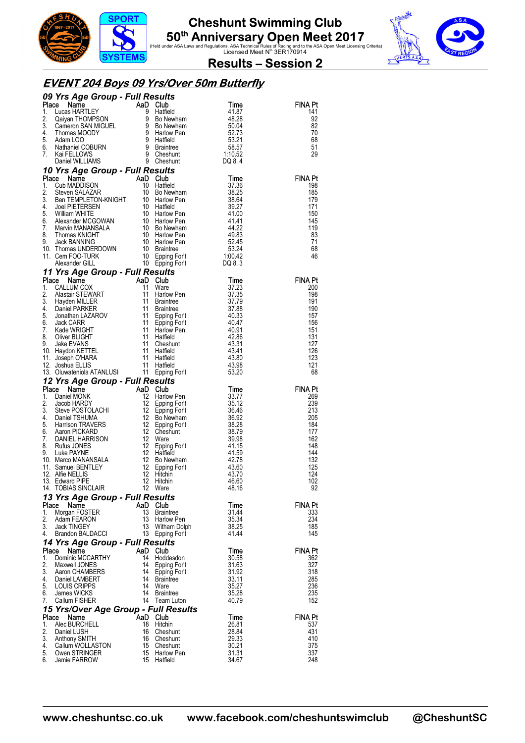# Cheshunt Swimming Club
## 50th Anniversary Open Meet 2017

(Held under ASA Laws and Regulations, ASA Technical Rules of Racing and to the ASA Open Meet Licensing Criteria)
Licensed Meet N° 3ER170914

## Results – Session 2

### EVENT 204 Boys 09 Yrs/Over 50m Butterfly

#### 09 Yrs Age Group - Full Results

| Place | Name | AaD | Club | Time | FINA Pt |
|---|---|---|---|---|---|
| 1. | Lucas HARTLEY | 9 | Hatfield | 41.87 | 141 |
| 2. | Qaiyan THOMPSON | 9 | Bo Newham | 48.28 | 92 |
| 3. | Cameron SAN MIGUEL | 9 | Bo Newham | 50.04 | 82 |
| 4. | Thomas MOODY | 9 | Harlow Pen | 52.73 | 70 |
| 5. | Adam LOO | 9 | Hatfield | 53.21 | 68 |
| 6. | Nathaniel COBURN | 9 | Braintree | 58.57 | 51 |
| 7. | Kai FELLOWS | 9 | Cheshunt | 1:10.52 | 29 |
| | Daniel WILLIAMS | 9 | Cheshunt | DQ 8. 4 | |

#### 10 Yrs Age Group - Full Results

| Place | Name | AaD | Club | Time | FINA Pt |
|---|---|---|---|---|---|
| 1. | Cub MADDISON | 10 | Hatfield | 37.36 | 198 |
| 2. | Steven SALAZAR | 10 | Bo Newham | 38.25 | 185 |
| 3. | Ben TEMPLETON-KNIGHT | 10 | Harlow Pen | 38.64 | 179 |
| 4. | Joel PIETERSEN | 10 | Hatfield | 39.27 | 171 |
| 5. | William WHITE | 10 | Harlow Pen | 41.00 | 150 |
| 6. | Alexander MCGOWAN | 10 | Harlow Pen | 41.41 | 145 |
| 7. | Marvin MANANSALA | 10 | Bo Newham | 44.22 | 119 |
| 8. | Thomas KNIGHT | 10 | Harlow Pen | 49.83 | 83 |
| 9. | Jack BANNING | 10 | Harlow Pen | 52.45 | 71 |
| 10. | Thomas UNDERDOWN | 10 | Braintree | 53.24 | 68 |
| 11. | Cem FOO-TURK | 10 | Epping For't | 1:00.42 | 46 |
| | Alexander GILL | 10 | Epping For't | DQ 8. 3 | |

#### 11 Yrs Age Group - Full Results

| Place | Name | AaD | Club | Time | FINA Pt |
|---|---|---|---|---|---|
| 1. | CALLUM COX | 11 | Ware | 37.23 | 200 |
| 2. | Alastair STEWART | 11 | Harlow Pen | 37.35 | 198 |
| 3. | Hayden MILLER | 11 | Braintree | 37.79 | 191 |
| 4. | Daniel PARKER | 11 | Braintree | 37.88 | 190 |
| 5. | Jonathan LAZAROV | 11 | Epping For't | 40.33 | 157 |
| 6. | Jack CARR | 11 | Epping For't | 40.47 | 156 |
| 7. | Kade WRIGHT | 11 | Harlow Pen | 40.91 | 151 |
| 8. | Oliver BLIGHT | 11 | Hatfield | 42.86 | 131 |
| 9. | Jake EVANS | 11 | Cheshunt | 43.31 | 127 |
| 10. | Haydon KETTEL | 11 | Hatfield | 43.41 | 126 |
| 11. | Joseph O'HARA | 11 | Hatfield | 43.80 | 123 |
| 12. | Joshua ELLIS | 11 | Hatfield | 43.98 | 121 |
| 13. | Oluwateniola ATANLUSI | 11 | Epping For't | 53.20 | 68 |

#### 12 Yrs Age Group - Full Results

| Place | Name | AaD | Club | Time | FINA Pt |
|---|---|---|---|---|---|
| 1. | Daniel MONK | 12 | Harlow Pen | 33.77 | 269 |
| 2. | Jacob HARDY | 12 | Epping For't | 35.12 | 239 |
| 3. | Steve POSTOLACHI | 12 | Epping For't | 36.46 | 213 |
| 4. | Daniel TSHUMA | 12 | Bo Newham | 36.92 | 205 |
| 5. | Harrison TRAVERS | 12 | Epping For't | 38.28 | 184 |
| 6. | Aaron PICKARD | 12 | Cheshunt | 38.79 | 177 |
| 7. | DANIEL HARRISON | 12 | Ware | 39.98 | 162 |
| 8. | Rufus JONES | 12 | Epping For't | 41.15 | 148 |
| 9. | Luke PAYNE | 12 | Hatfield | 41.59 | 144 |
| 10. | Marco MANANSALA | 12 | Bo Newham | 42.78 | 132 |
| 11. | Samuel BENTLEY | 12 | Epping For't | 43.60 | 125 |
| 12. | Alfie NELLIS | 12 | Hitchin | 43.70 | 124 |
| 13. | Edward PIPE | 12 | Hitchin | 46.60 | 102 |
| 14. | TOBIAS SINCLAIR | 12 | Ware | 48.16 | 92 |

#### 13 Yrs Age Group - Full Results

| Place | Name | AaD | Club | Time | FINA Pt |
|---|---|---|---|---|---|
| 1. | Morgan FOSTER | 13 | Braintree | 31.44 | 333 |
| 2. | Adam FEARON | 13 | Harlow Pen | 35.34 | 234 |
| 3. | Jack TINGEY | 13 | Witham Dolph | 38.25 | 185 |
| 4. | Brandon BALDACCI | 13 | Epping For't | 41.44 | 145 |

#### 14 Yrs Age Group - Full Results

| Place | Name | AaD | Club | Time | FINA Pt |
|---|---|---|---|---|---|
| 1. | Dominic MCCARTHY | 14 | Hoddesdon | 30.58 | 362 |
| 2. | Maxwell JONES | 14 | Epping For't | 31.63 | 327 |
| 3. | Aaron CHAMBERS | 14 | Epping For't | 31.92 | 318 |
| 4. | Daniel LAMBERT | 14 | Braintree | 33.11 | 285 |
| 5. | LOUIS CRIPPS | 14 | Ware | 35.27 | 236 |
| 6. | James WICKS | 14 | Braintree | 35.28 | 235 |
| 7. | Callum FISHER | 14 | Team Luton | 40.79 | 152 |

#### 15 Yrs/Over Age Group - Full Results

| Place | Name | AaD | Club | Time | FINA Pt |
|---|---|---|---|---|---|
| 1. | Alec BURCHELL | 18 | Hitchin | 26.81 | 537 |
| 2. | Daniel LUSH | 16 | Cheshunt | 28.84 | 431 |
| 3. | Anthony SMITH | 16 | Cheshunt | 29.33 | 410 |
| 4. | Callum WOLLASTON | 15 | Cheshunt | 30.21 | 375 |
| 5. | Owen STRINGER | 15 | Harlow Pen | 31.31 | 337 |
| 6. | Jamie FARROW | 15 | Hatfield | 34.67 | 248 |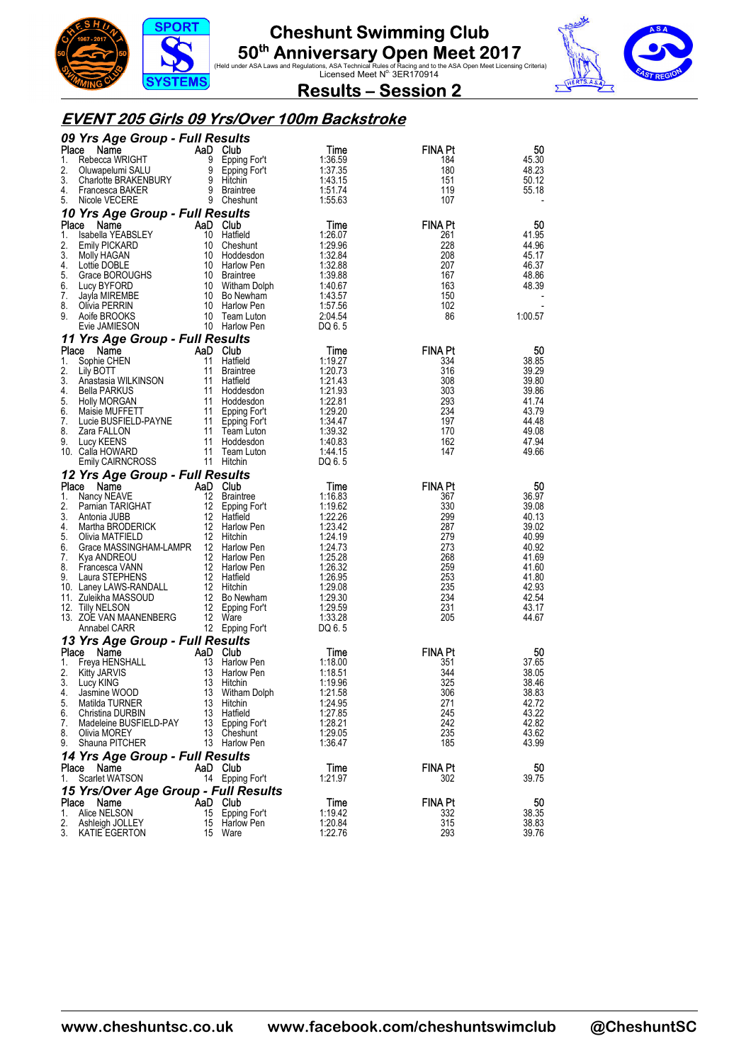# Cheshunt Swimming Club
## 50th Anniversary Open Meet 2017

(Held under ASA Laws and Regulations, ASA Technical Rules of Racing and to the ASA Open Meet Licensing Criteria)
Licensed Meet N° 3ER170914

## Results – Session 2

## *EVENT 205 Girls 09 Yrs/Over 100m Backstroke*

### *09 Yrs Age Group - Full Results*

| Place | Name | AaD | Club | Time | FINA Pt | 50 |
|---|---|---|---|---|---|---|
| 1. | Rebecca WRIGHT | 9 | Epping For't | 1:36.59 | 184 | 45.30 |
| 2. | Oluwapelumi SALU | 9 | Epping For't | 1:37.35 | 180 | 48.23 |
| 3. | Charlotte BRAKENBURY | 9 | Hitchin | 1:43.15 | 151 | 50.12 |
| 4. | Francesca BAKER | 9 | Braintree | 1:51.74 | 119 | 55.18 |
| 5. | Nicole VECERE | 9 | Cheshunt | 1:55.63 | 107 | - |

### *10 Yrs Age Group - Full Results*

| Place | Name | AaD | Club | Time | FINA Pt | 50 |
|---|---|---|---|---|---|---|
| 1. | Isabella YEABSLEY | 10 | Hatfield | 1:26.07 | 261 | 41.95 |
| 2. | Emily PICKARD | 10 | Cheshunt | 1:29.96 | 228 | 44.96 |
| 3. | Molly HAGAN | 10 | Hoddesdon | 1:32.84 | 208 | 45.17 |
| 4. | Lottie DOBLE | 10 | Harlow Pen | 1:32.88 | 207 | 46.37 |
| 5. | Grace BOROUGHS | 10 | Braintree | 1:39.88 | 167 | 48.86 |
| 6. | Lucy BYFORD | 10 | Witham Dolph | 1:40.67 | 163 | 48.39 |
| 7. | Jayla MIREMBE | 10 | Bo Newham | 1:43.57 | 150 | - |
| 8. | Olivia PERRIN | 10 | Harlow Pen | 1:57.56 | 102 | - |
| 9. | Aoife BROOKS | 10 | Team Luton | 2:04.54 | 86 | 1:00.57 |
| | Evie JAMIESON | 10 | Harlow Pen | DQ 6. 5 | | |

### *11 Yrs Age Group - Full Results*

| Place | Name | AaD | Club | Time | FINA Pt | 50 |
|---|---|---|---|---|---|---|
| 1. | Sophie CHEN | 11 | Hatfield | 1:19.27 | 334 | 38.85 |
| 2. | Lily BOTT | 11 | Braintree | 1:20.73 | 316 | 39.29 |
| 3. | Anastasia WILKINSON | 11 | Hatfield | 1:21.43 | 308 | 39.80 |
| 4. | Bella PARKUS | 11 | Hoddesdon | 1:21.93 | 303 | 39.86 |
| 5. | Holly MORGAN | 11 | Hoddesdon | 1:22.81 | 293 | 41.74 |
| 6. | Maisie MUFFETT | 11 | Epping For't | 1:29.20 | 234 | 43.79 |
| 7. | Lucie BUSFIELD-PAYNE | 11 | Epping For't | 1:34.47 | 197 | 44.48 |
| 8. | Zara FALLON | 11 | Team Luton | 1:39.32 | 170 | 49.08 |
| 9. | Lucy KEENS | 11 | Hoddesdon | 1:40.83 | 162 | 47.94 |
| 10. | Calla HOWARD | 11 | Team Luton | 1:44.15 | 147 | 49.66 |
| | Emily CAIRNCROSS | 11 | Hitchin | DQ 6. 5 | | |

### *12 Yrs Age Group - Full Results*

| Place | Name | AaD | Club | Time | FINA Pt | 50 |
|---|---|---|---|---|---|---|
| 1. | Nancy NEAVE | 12 | Braintree | 1:16.83 | 367 | 36.97 |
| 2. | Parnian TARIGHAT | 12 | Epping For't | 1:19.62 | 330 | 39.08 |
| 3. | Antonia JUBB | 12 | Hatfield | 1:22.26 | 299 | 40.13 |
| 4. | Martha BRODERICK | 12 | Harlow Pen | 1:23.42 | 287 | 39.02 |
| 5. | Olivia MATFIELD | 12 | Hitchin | 1:24.19 | 279 | 40.99 |
| 6. | Grace MASSINGHAM-LAMPR | 12 | Harlow Pen | 1:24.73 | 273 | 40.92 |
| 7. | Kya ANDREOU | 12 | Harlow Pen | 1:25.28 | 268 | 41.69 |
| 8. | Francesca VANN | 12 | Harlow Pen | 1:26.32 | 259 | 41.60 |
| 9. | Laura STEPHENS | 12 | Hatfield | 1:26.95 | 253 | 41.80 |
| 10. | Laney LAWS-RANDALL | 12 | Hitchin | 1:29.08 | 235 | 42.93 |
| 11. | Zuleikha MASSOUD | 12 | Bo Newham | 1:29.30 | 234 | 42.54 |
| 12. | Tilly NELSON | 12 | Epping For't | 1:29.59 | 231 | 43.17 |
| 13. | ZOE VAN MAANENBERG | 12 | Ware | 1:33.28 | 205 | 44.67 |
| | Annabel CARR | 12 | Epping For't | DQ 6. 5 | | |

### *13 Yrs Age Group - Full Results*

| Place | Name | AaD | Club | Time | FINA Pt | 50 |
|---|---|---|---|---|---|---|
| 1. | Freya HENSHALL | 13 | Harlow Pen | 1:18.00 | 351 | 37.65 |
| 2. | Kitty JARVIS | 13 | Harlow Pen | 1:18.51 | 344 | 38.05 |
| 3. | Lucy KING | 13 | Hitchin | 1:19.96 | 325 | 38.46 |
| 4. | Jasmine WOOD | 13 | Witham Dolph | 1:21.58 | 306 | 38.83 |
| 5. | Matilda TURNER | 13 | Hitchin | 1:24.95 | 271 | 42.72 |
| 6. | Christina DURBIN | 13 | Hatfield | 1:27.85 | 245 | 43.22 |
| 7. | Madeleine BUSFIELD-PAY | 13 | Epping For't | 1:28.21 | 242 | 42.82 |
| 8. | Olivia MOREY | 13 | Cheshunt | 1:29.05 | 235 | 43.62 |
| 9. | Shauna PITCHER | 13 | Harlow Pen | 1:36.47 | 185 | 43.99 |

### *14 Yrs Age Group - Full Results*

| Place | Name | AaD | Club | Time | FINA Pt | 50 |
|---|---|---|---|---|---|---|
| 1. | Scarlet WATSON | 14 | Epping For't | 1:21.97 | 302 | 39.75 |

### *15 Yrs/Over Age Group - Full Results*

| Place | Name | AaD | Club | Time | FINA Pt | 50 |
|---|---|---|---|---|---|---|
| 1. | Alice NELSON | 15 | Epping For't | 1:19.42 | 332 | 38.35 |
| 2. | Ashleigh JOLLEY | 15 | Harlow Pen | 1:20.84 | 315 | 38.83 |
| 3. | KATIE EGERTON | 15 | Ware | 1:22.76 | 293 | 39.76 |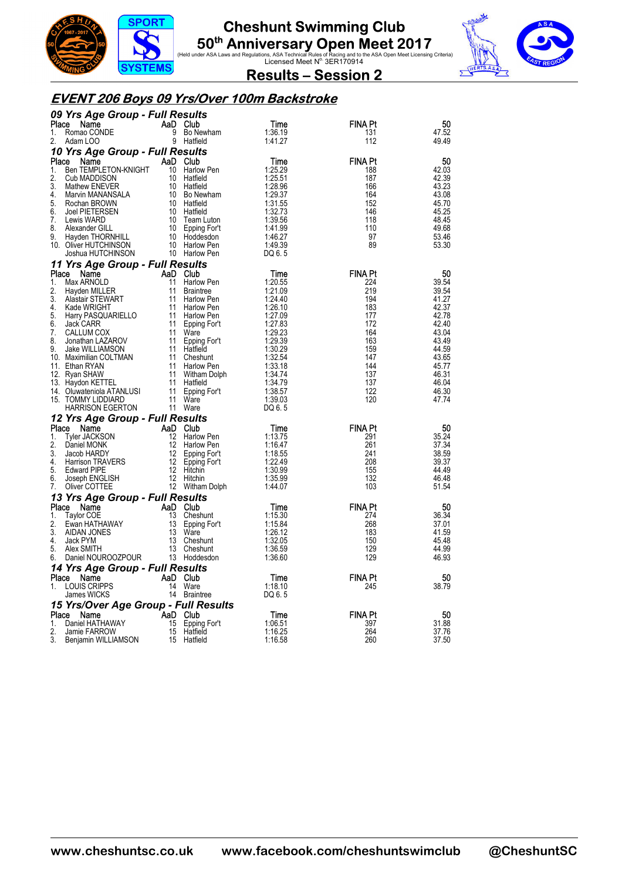# Cheshunt Swimming Club

## 50th Anniversary Open Meet 2017

(Held under ASA Laws and Regulations, ASA Technical Rules of Racing and to the ASA Open Meet Licensing Criteria)
Licensed Meet N° 3ER170914

## Results – Session 2

## *EVENT 206 Boys 09 Yrs/Over 100m Backstroke*

### *09 Yrs Age Group - Full Results*

| Place | Name | AaD | Club | Time | FINA Pt | 50 |
|---|---|---|---|---|---|---|
| 1. | Romao CONDE | 9 | Bo Newham | 1:36.19 | 131 | 47.52 |
| 2. | Adam LOO | 9 | Hatfield | 1:41.27 | 112 | 49.49 |

### *10 Yrs Age Group - Full Results*

| Place | Name | AaD | Club | Time | FINA Pt | 50 |
|---|---|---|---|---|---|---|
| 1. | Ben TEMPLETON-KNIGHT | 10 | Harlow Pen | 1:25.29 | 188 | 42.03 |
| 2. | Cub MADDISON | 10 | Hatfield | 1:25.51 | 187 | 42.39 |
| 3. | Mathew ENEVER | 10 | Hatfield | 1:28.96 | 166 | 43.23 |
| 4. | Marvin MANANSALA | 10 | Bo Newham | 1:29.37 | 164 | 43.08 |
| 5. | Rochan BROWN | 10 | Hatfield | 1:31.55 | 152 | 45.70 |
| 6. | Joel PIETERSEN | 10 | Hatfield | 1:32.73 | 146 | 45.25 |
| 7. | Lewis WARD | 10 | Team Luton | 1:39.56 | 118 | 48.45 |
| 8. | Alexander GILL | 10 | Epping Fort | 1:41.99 | 110 | 49.68 |
| 9. | Hayden THORNHILL | 10 | Hoddesdon | 1:46.27 | 97 | 53.46 |
| 10. | Oliver HUTCHINSON | 10 | Harlow Pen | 1:49.39 | 89 | 53.30 |
| | Joshua HUTCHINSON | 10 | Harlow Pen | DQ 6. 5 | | |

### *11 Yrs Age Group - Full Results*

| Place | Name | AaD | Club | Time | FINA Pt | 50 |
|---|---|---|---|---|---|---|
| 1. | Max ARNOLD | 11 | Harlow Pen | 1:20.55 | 224 | 39.54 |
| 2. | Hayden MILLER | 11 | Braintree | 1:21.09 | 219 | 39.54 |
| 3. | Alastair STEWART | 11 | Harlow Pen | 1:24.40 | 194 | 41.27 |
| 4. | Kade WRIGHT | 11 | Harlow Pen | 1:26.10 | 183 | 42.37 |
| 5. | Harry PASQUARIELLO | 11 | Harlow Pen | 1:27.09 | 177 | 42.78 |
| 6. | Jack CARR | 11 | Epping Fort | 1:27.83 | 172 | 42.40 |
| 7. | CALLUM COX | 11 | Ware | 1:29.23 | 164 | 43.04 |
| 8. | Jonathan LAZAROV | 11 | Epping Fort | 1:29.39 | 163 | 43.49 |
| 9. | Jake WILLIAMSON | 11 | Hatfield | 1:30.29 | 159 | 44.59 |
| 10. | Maximilian COLTMAN | 11 | Cheshunt | 1:32.54 | 147 | 43.65 |
| 11. | Ethan RYAN | 11 | Harlow Pen | 1:33.18 | 144 | 45.77 |
| 12. | Ryan SHAW | 11 | Witham Dolph | 1:34.74 | 137 | 46.31 |
| 13. | Haydon KETTEL | 11 | Hatfield | 1:34.79 | 137 | 46.04 |
| 14. | Oluwateniola ATANLUSI | 11 | Epping Fort | 1:38.57 | 122 | 46.30 |
| 15. | TOMMY LIDDIARD | 11 | Ware | 1:39.03 | 120 | 47.74 |
| | HARRISON EGERTON | 11 | Ware | DQ 6. 5 | | |

### *12 Yrs Age Group - Full Results*

| Place | Name | AaD | Club | Time | FINA Pt | 50 |
|---|---|---|---|---|---|---|
| 1. | Tyler JACKSON | 12 | Harlow Pen | 1:13.75 | 291 | 35.24 |
| 2. | Daniel MONK | 12 | Harlow Pen | 1:16.47 | 261 | 37.34 |
| 3. | Jacob HARDY | 12 | Epping Fort | 1:18.55 | 241 | 38.59 |
| 4. | Harrison TRAVERS | 12 | Epping Fort | 1:22.49 | 208 | 39.37 |
| 5. | Edward PIPE | 12 | Hitchin | 1:30.99 | 155 | 44.49 |
| 6. | Joseph ENGLISH | 12 | Hitchin | 1:35.99 | 132 | 46.48 |
| 7. | Oliver COTTEE | 12 | Witham Dolph | 1:44.07 | 103 | 51.54 |

### *13 Yrs Age Group - Full Results*

| Place | Name | AaD | Club | Time | FINA Pt | 50 |
|---|---|---|---|---|---|---|
| 1. | Taylor COE | 13 | Cheshunt | 1:15.30 | 274 | 36.34 |
| 2. | Ewan HATHAWAY | 13 | Epping Fort | 1:15.84 | 268 | 37.01 |
| 3. | AIDAN JONES | 13 | Ware | 1:26.12 | 183 | 41.59 |
| 4. | Jack PYM | 13 | Cheshunt | 1:32.05 | 150 | 45.48 |
| 5. | Alex SMITH | 13 | Cheshunt | 1:36.59 | 129 | 44.99 |
| 6. | Daniel NOUROOZPOUR | 13 | Hoddesdon | 1:36.60 | 129 | 46.93 |

### *14 Yrs Age Group - Full Results*

| Place | Name | AaD | Club | Time | FINA Pt | 50 |
|---|---|---|---|---|---|---|
| 1. | LOUIS CRIPPS | 14 | Ware | 1:18.10 | 245 | 38.79 |
| | James WICKS | 14 | Braintree | DQ 6. 5 | | |

### *15 Yrs/Over Age Group - Full Results*

| Place | Name | AaD | Club | Time | FINA Pt | 50 |
|---|---|---|---|---|---|---|
| 1. | Daniel HATHAWAY | 15 | Epping Fort | 1:06.51 | 397 | 31.88 |
| 2. | Jamie FARROW | 15 | Hatfield | 1:16.25 | 264 | 37.76 |
| 3. | Benjamin WILLIAMSON | 15 | Hatfield | 1:16.58 | 260 | 37.50 |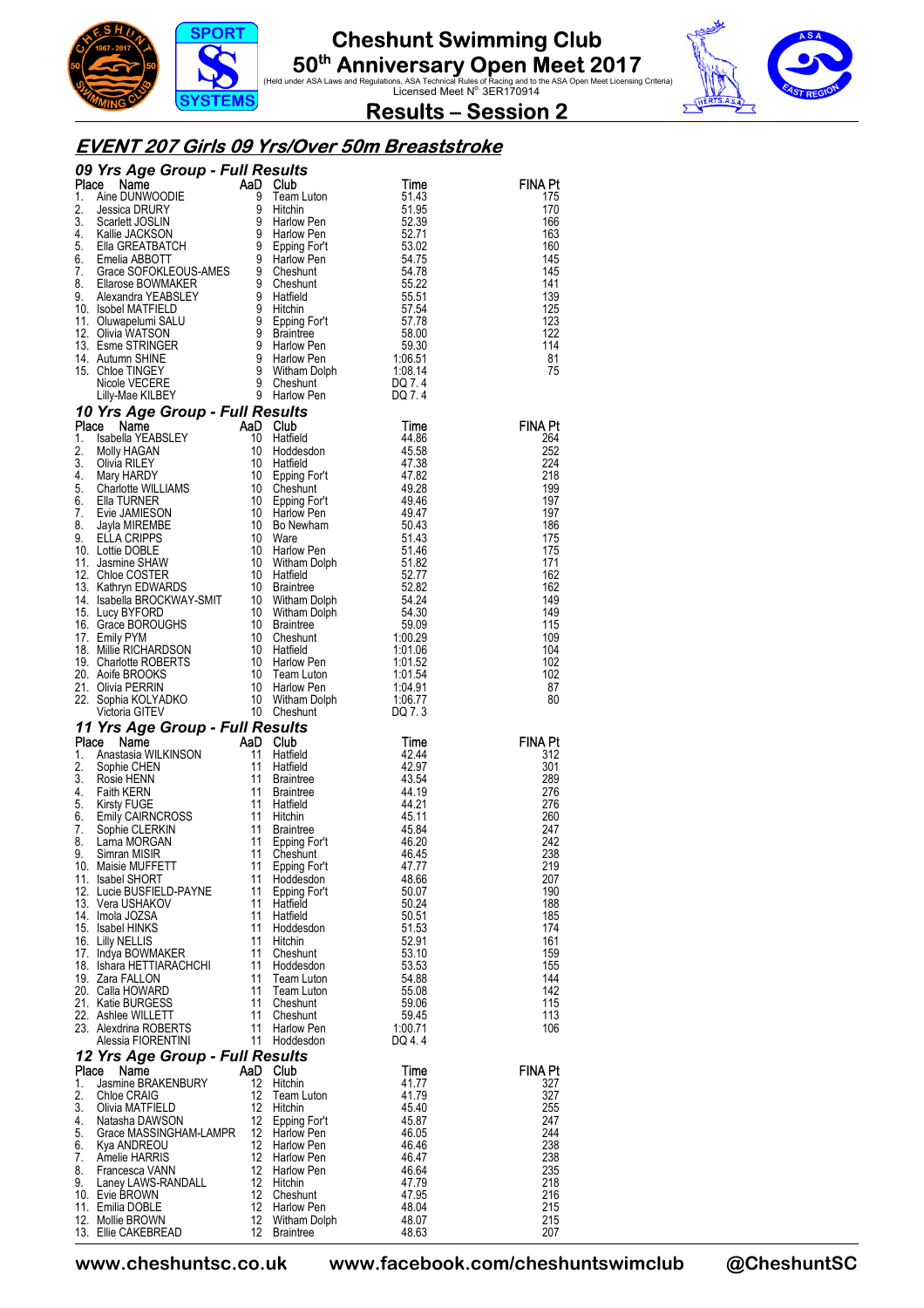# Cheshunt Swimming Club

## 50th Anniversary Open Meet 2017

(Held under ASA Laws and Regulations, ASA Technical Rules of Racing and to the ASA Open Meet Licensing Criteria)
Licensed Meet N° 3ER170914

## Results – Session 2

## EVENT 207 Girls 09 Yrs/Over 50m Breaststroke

### 09 Yrs Age Group - Full Results

| Place | Name | AaD | Club | Time | FINA Pt |
|---|---|---|---|---|---|
| 1. | Aine DUNWOODIE | 9 | Team Luton | 51.43 | 175 |
| 2. | Jessica DRURY | 9 | Hitchin | 51.95 | 170 |
| 3. | Scarlett JOSLIN | 9 | Harlow Pen | 52.39 | 166 |
| 4. | Kallie JACKSON | 9 | Harlow Pen | 52.71 | 163 |
| 5. | Ella GREATBATCH | 9 | Epping Fort | 53.02 | 160 |
| 6. | Emelia ABBOTT | 9 | Harlow Pen | 54.75 | 145 |
| 7. | Grace SOFOKLEOUS-AMES | 9 | Cheshunt | 54.78 | 145 |
| 8. | Ellarose BOWMAKER | 9 | Cheshunt | 55.22 | 141 |
| 9. | Alexandra YEABSLEY | 9 | Hatfield | 55.51 | 139 |
| 10. | Isobel MATFIELD | 9 | Hitchin | 57.54 | 125 |
| 11. | Oluwapelumi SALU | 9 | Epping Fort | 57.78 | 123 |
| 12. | Olivia WATSON | 9 | Braintree | 58.00 | 122 |
| 13. | Esme STRINGER | 9 | Harlow Pen | 59.30 | 114 |
| 14. | Autumn SHINE | 9 | Harlow Pen | 1:06.51 | 81 |
| 15. | Chloe TINGEY | 9 | Witham Dolph | 1:08.14 | 75 |
| | Nicole VECERE | 9 | Cheshunt | DQ 7.4 | |
| | Lilly-Mae KILBEY | 9 | Harlow Pen | DQ 7.4 | |

### 10 Yrs Age Group - Full Results

| Place | Name | AaD | Club | Time | FINA Pt |
|---|---|---|---|---|---|
| 1. | Isabella YEABSLEY | 10 | Hatfield | 44.86 | 264 |
| 2. | Molly HAGAN | 10 | Hoddesdon | 45.58 | 252 |
| 3. | Olivia RILEY | 10 | Hatfield | 47.38 | 224 |
| 4. | Mary HARDY | 10 | Epping Fort | 47.82 | 218 |
| 5. | Charlotte WILLIAMS | 10 | Cheshunt | 49.28 | 199 |
| 6. | Ella TURNER | 10 | Epping Fort | 49.46 | 197 |
| 7. | Evie JAMIESON | 10 | Harlow Pen | 49.47 | 197 |
| 8. | Jayla MIREMBE | 10 | Bo Newham | 50.43 | 186 |
| 9. | ELLA CRIPPS | 10 | Ware | 51.43 | 175 |
| 10. | Lottie DOBLE | 10 | Harlow Pen | 51.46 | 175 |
| 11. | Jasmine SHAW | 10 | Witham Dolph | 51.82 | 171 |
| 12. | Chloe COSTER | 10 | Hatfield | 52.77 | 162 |
| 13. | Kathryn EDWARDS | 10 | Braintree | 52.82 | 162 |
| 14. | Isabella BROCKWAY-SMIT | 10 | Witham Dolph | 54.24 | 149 |
| 15. | Lucy BYFORD | 10 | Witham Dolph | 54.30 | 149 |
| 16. | Grace BOROUGHS | 10 | Braintree | 59.09 | 115 |
| 17. | Emily PYM | 10 | Cheshunt | 1:00.29 | 109 |
| 18. | Millie RICHARDSON | 10 | Hatfield | 1:01.06 | 104 |
| 19. | Charlotte ROBERTS | 10 | Harlow Pen | 1:01.52 | 102 |
| 20. | Aoife BROOKS | 10 | Team Luton | 1:01.54 | 102 |
| 21. | Olivia PERRIN | 10 | Harlow Pen | 1:04.91 | 87 |
| 22. | Sophia KOLYADKO | 10 | Witham Dolph | 1:06.77 | 80 |
| | Victoria GITEV | 10 | Cheshunt | DQ 7.3 | |

### 11 Yrs Age Group - Full Results

| Place | Name | AaD | Club | Time | FINA Pt |
|---|---|---|---|---|---|
| 1. | Anastasia WILKINSON | 11 | Hatfield | 42.44 | 312 |
| 2. | Sophie CHEN | 11 | Hatfield | 42.97 | 301 |
| 3. | Rosie HENN | 11 | Braintree | 43.54 | 289 |
| 4. | Faith KERN | 11 | Braintree | 44.19 | 276 |
| 5. | Kirsty FUGE | 11 | Hatfield | 44.21 | 276 |
| 6. | Emily CAIRNCROSS | 11 | Hitchin | 45.11 | 260 |
| 7. | Sophie CLERKIN | 11 | Braintree | 45.84 | 247 |
| 8. | Larna MORGAN | 11 | Epping Fort | 46.20 | 242 |
| 9. | Simran MISIR | 11 | Cheshunt | 46.45 | 238 |
| 10. | Maisie MUFFETT | 11 | Epping Fort | 47.77 | 219 |
| 11. | Isabel SHORT | 11 | Hoddesdon | 48.66 | 207 |
| 12. | Lucie BUSFIELD-PAYNE | 11 | Epping Fort | 50.07 | 190 |
| 13. | Vera USHAKOV | 11 | Hatfield | 50.24 | 188 |
| 14. | Imola JOZSA | 11 | Hatfield | 50.51 | 185 |
| 15. | Isabel HINKS | 11 | Hoddesdon | 51.53 | 174 |
| 16. | Lilly NELLIS | 11 | Hitchin | 52.91 | 161 |
| 17. | Indya BOWMAKER | 11 | Cheshunt | 53.10 | 159 |
| 18. | Ishara HETTIARACHCHI | 11 | Hoddesdon | 53.53 | 155 |
| 19. | Zara FALLON | 11 | Team Luton | 54.88 | 144 |
| 20. | Calla HOWARD | 11 | Team Luton | 55.08 | 142 |
| 21. | Katie BURGESS | 11 | Cheshunt | 59.06 | 115 |
| 22. | Ashlee WILLETT | 11 | Cheshunt | 59.45 | 113 |
| 23. | Alexdrina ROBERTS | 11 | Harlow Pen | 1:00.71 | 106 |
| | Alessia FIORENTINI | 11 | Hoddesdon | DQ 4.4 | |

### 12 Yrs Age Group - Full Results

| Place | Name | AaD | Club | Time | FINA Pt |
|---|---|---|---|---|---|
| 1. | Jasmine BRAKENBURY | 12 | Hitchin | 41.77 | 327 |
| 2. | Chloe CRAIG | 12 | Team Luton | 41.79 | 327 |
| 3. | Olivia MATFIELD | 12 | Hitchin | 45.40 | 255 |
| 4. | Natasha DAWSON | 12 | Epping Fort | 45.87 | 247 |
| 5. | Grace MASSINGHAM-LAMPR | 12 | Harlow Pen | 46.05 | 244 |
| 6. | Kya ANDREOU | 12 | Harlow Pen | 46.46 | 238 |
| 7. | Amelie HARRIS | 12 | Harlow Pen | 46.47 | 238 |
| 8. | Francesca VANN | 12 | Harlow Pen | 46.64 | 235 |
| 9. | Laney LAWS-RANDALL | 12 | Hitchin | 47.79 | 218 |
| 10. | Evie BROWN | 12 | Cheshunt | 47.95 | 216 |
| 11. | Emilia DOBLE | 12 | Harlow Pen | 48.04 | 215 |
| 12. | Mollie BROWN | 12 | Witham Dolph | 48.07 | 215 |
| 13. | Ellie CAKEBREAD | 12 | Braintree | 48.63 | 207 |

www.cheshuntsc.co.uk www.facebook.com/cheshuntswimclub @CheshuntSC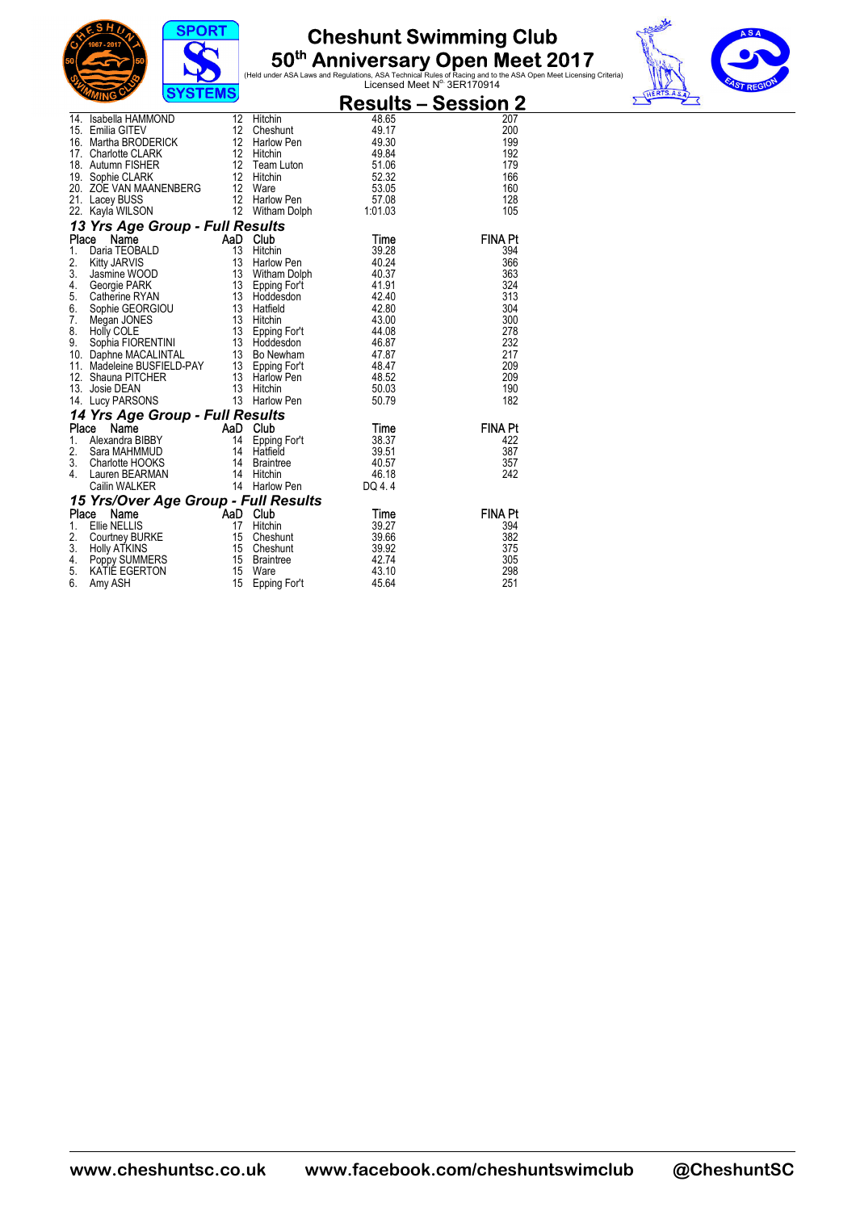# Cheshunt Swimming Club

## 50th Anniversary Open Meet 2017

(Held under ASA Laws and Regulations, ASA Technical Rules of Racing and to the ASA Open Meet Licensing Criteria)
Licensed Meet N° 3ER170914

## Results – Session 2

| Place | Name | AaD | Club | Time | FINA Pt |
|---|---|---|---|---|---|
| 14. | Isabella HAMMOND | 12 | Hitchin | 48.65 | 207 |
| 15. | Emilia GITEV | 12 | Cheshunt | 49.17 | 200 |
| 16. | Martha BRODERICK | 12 | Harlow Pen | 49.30 | 199 |
| 17. | Charlotte CLARK | 12 | Hitchin | 49.84 | 192 |
| 18. | Autumn FISHER | 12 | Team Luton | 51.06 | 179 |
| 19. | Sophie CLARK | 12 | Hitchin | 52.32 | 166 |
| 20. | ZOE VAN MAANENBERG | 12 | Ware | 53.05 | 160 |
| 21. | Lacey BUSS | 12 | Harlow Pen | 57.08 | 128 |
| 22. | Kayla WILSON | 12 | Witham Dolph | 1:01.03 | 105 |

### *13 Yrs Age Group - Full Results*

| Place | Name | AaD | Club | Time | FINA Pt |
|---|---|---|---|---|---|
| 1. | Daria TEOBALD | 13 | Hitchin | 39.28 | 394 |
| 2. | Kitty JARVIS | 13 | Harlow Pen | 40.24 | 366 |
| 3. | Jasmine WOOD | 13 | Witham Dolph | 40.37 | 363 |
| 4. | Georgie PARK | 13 | Epping For't | 41.91 | 324 |
| 5. | Catherine RYAN | 13 | Hoddesdon | 42.40 | 313 |
| 6. | Sophie GEORGIOU | 13 | Hatfield | 42.80 | 304 |
| 7. | Megan JONES | 13 | Hitchin | 43.00 | 300 |
| 8. | Holly COLE | 13 | Epping For't | 44.08 | 278 |
| 9. | Sophia FIORENTINI | 13 | Hoddesdon | 46.87 | 232 |
| 10. | Daphne MACALINTAL | 13 | Bo Newham | 47.87 | 217 |
| 11. | Madeleine BUSFIELD-PAY | 13 | Epping For't | 48.47 | 209 |
| 12. | Shauna PITCHER | 13 | Harlow Pen | 48.52 | 209 |
| 13. | Josie DEAN | 13 | Hitchin | 50.03 | 190 |
| 14. | Lucy PARSONS | 13 | Harlow Pen | 50.79 | 182 |

### *14 Yrs Age Group - Full Results*

| Place | Name | AaD | Club | Time | FINA Pt |
|---|---|---|---|---|---|
| 1. | Alexandra BIBBY | 14 | Epping For't | 38.37 | 422 |
| 2. | Sara MAHMMUD | 14 | Hatfield | 39.51 | 387 |
| 3. | Charlotte HOOKS | 14 | Braintree | 40.57 | 357 |
| 4. | Lauren BEARMAN | 14 | Hitchin | 46.18 | 242 |
| | Cailin WALKER | 14 | Harlow Pen | DQ 4. 4 | |

### *15 Yrs/Over Age Group - Full Results*

| Place | Name | AaD | Club | Time | FINA Pt |
|---|---|---|---|---|---|
| 1. | Ellie NELLIS | 17 | Hitchin | 39.27 | 394 |
| 2. | Courtney BURKE | 15 | Cheshunt | 39.66 | 382 |
| 3. | Holly ATKINS | 15 | Cheshunt | 39.92 | 375 |
| 4. | Poppy SUMMERS | 15 | Braintree | 42.74 | 305 |
| 5. | KATIE EGERTON | 15 | Ware | 43.10 | 298 |
| 6. | Amy ASH | 15 | Epping For't | 45.64 | 251 |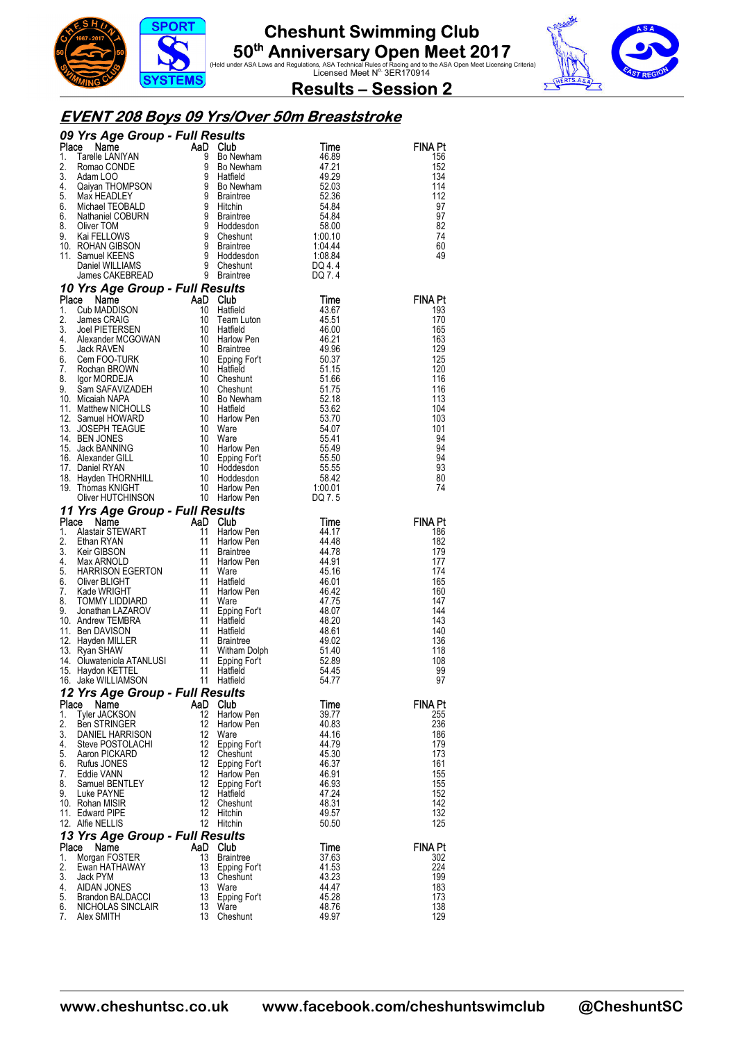# Cheshunt Swimming Club

## 50th Anniversary Open Meet 2017

(Held under ASA Laws and Regulations, ASA Technical Rules of Racing and to the ASA Open Meet Licensing Criteria)
Licensed Meet N° 3ER170914

## Results – Session 2

## EVENT 208 Boys 09 Yrs/Over 50m Breaststroke

### 09 Yrs Age Group - Full Results

| Place | Name | AaD | Club | Time | FINA Pt |
|---|---|---|---|---|---|
| 1. | Tarelle LANIYAN | 9 | Bo Newham | 46.89 | 156 |
| 2. | Romao CONDE | 9 | Bo Newham | 47.21 | 152 |
| 3. | Adam LOO | 9 | Hatfield | 49.29 | 134 |
| 4. | Qaiyan THOMPSON | 9 | Bo Newham | 52.03 | 114 |
| 5. | Max HEADLEY | 9 | Braintree | 52.36 | 112 |
| 6. | Michael TEOBALD | 9 | Hitchin | 54.84 | 97 |
| 6. | Nathaniel COBURN | 9 | Braintree | 54.84 | 97 |
| 8. | Oliver TOM | 9 | Hoddesdon | 58.00 | 82 |
| 9. | Kai FELLOWS | 9 | Cheshunt | 1:00.10 | 74 |
| 10. | ROHAN GIBSON | 9 | Braintree | 1:04.44 | 60 |
| 11. | Samuel KEENS | 9 | Hoddesdon | 1:08.84 | 49 |
| | Daniel WILLIAMS | 9 | Cheshunt | DQ 4. 4 | |
| | James CAKEBREAD | 9 | Braintree | DQ 7. 4 | |

### 10 Yrs Age Group - Full Results

| Place | Name | AaD | Club | Time | FINA Pt |
|---|---|---|---|---|---|
| 1. | Cub MADDISON | 10 | Hatfield | 43.67 | 193 |
| 2. | James CRAIG | 10 | Team Luton | 45.51 | 170 |
| 3. | Joel PIETERSEN | 10 | Hatfield | 46.00 | 165 |
| 4. | Alexander MCGOWAN | 10 | Harlow Pen | 46.21 | 163 |
| 5. | Jack RAVEN | 10 | Braintree | 49.96 | 129 |
| 6. | Cem FOO-TURK | 10 | Epping For't | 50.37 | 125 |
| 7. | Rochan BROWN | 10 | Hatfield | 51.15 | 120 |
| 8. | Igor MORDEJA | 10 | Cheshunt | 51.66 | 116 |
| 9. | Sam SAFAVIZADEH | 10 | Cheshunt | 51.75 | 116 |
| 10. | Micaiah NAPA | 10 | Bo Newham | 52.18 | 113 |
| 11. | Matthew NICHOLLS | 10 | Hatfield | 53.62 | 104 |
| 12. | Samuel HOWARD | 10 | Harlow Pen | 53.70 | 103 |
| 13. | JOSEPH TEAGUE | 10 | Ware | 54.07 | 101 |
| 14. | BEN JONES | 10 | Ware | 55.41 | 94 |
| 15. | Jack BANNING | 10 | Harlow Pen | 55.49 | 94 |
| 16. | Alexander GILL | 10 | Epping For't | 55.50 | 94 |
| 17. | Daniel RYAN | 10 | Hoddesdon | 55.55 | 93 |
| 18. | Hayden THORNHILL | 10 | Hoddesdon | 58.42 | 80 |
| 19. | Thomas KNIGHT | 10 | Harlow Pen | 1:00.01 | 74 |
| | Oliver HUTCHINSON | 10 | Harlow Pen | DQ 7. 5 | |

### 11 Yrs Age Group - Full Results

| Place | Name | AaD | Club | Time | FINA Pt |
|---|---|---|---|---|---|
| 1. | Alastair STEWART | 11 | Harlow Pen | 44.17 | 186 |
| 2. | Ethan RYAN | 11 | Harlow Pen | 44.48 | 182 |
| 3. | Keir GIBSON | 11 | Braintree | 44.78 | 179 |
| 4. | Max ARNOLD | 11 | Harlow Pen | 44.91 | 177 |
| 5. | HARRISON EGERTON | 11 | Ware | 45.16 | 174 |
| 6. | Oliver BLIGHT | 11 | Hatfield | 46.01 | 165 |
| 7. | Kade WRIGHT | 11 | Harlow Pen | 46.42 | 160 |
| 8. | TOMMY LIDDIARD | 11 | Ware | 47.75 | 147 |
| 9. | Jonathan LAZAROV | 11 | Epping For't | 48.07 | 144 |
| 10. | Andrew TEMBRA | 11 | Hatfield | 48.20 | 143 |
| 11. | Ben DAVISON | 11 | Hatfield | 48.61 | 140 |
| 12. | Hayden MILLER | 11 | Braintree | 49.02 | 136 |
| 13. | Ryan SHAW | 11 | Witham Dolph | 51.40 | 118 |
| 14. | Oluwateniola ATANLUSI | 11 | Epping For't | 52.89 | 108 |
| 15. | Haydon KETTEL | 11 | Hatfield | 54.45 | 99 |
| 16. | Jake WILLIAMSON | 11 | Hatfield | 54.77 | 97 |

### 12 Yrs Age Group - Full Results

| Place | Name | AaD | Club | Time | FINA Pt |
|---|---|---|---|---|---|
| 1. | Tyler JACKSON | 12 | Harlow Pen | 39.77 | 255 |
| 2. | Ben STRINGER | 12 | Harlow Pen | 40.83 | 236 |
| 3. | DANIEL HARRISON | 12 | Ware | 44.16 | 186 |
| 4. | Steve POSTOLACHI | 12 | Epping For't | 44.79 | 179 |
| 5. | Aaron PICKARD | 12 | Cheshunt | 45.30 | 173 |
| 6. | Rufus JONES | 12 | Epping For't | 46.37 | 161 |
| 7. | Eddie VANN | 12 | Harlow Pen | 46.91 | 155 |
| 8. | Samuel BENTLEY | 12 | Epping For't | 46.93 | 155 |
| 9. | Luke PAYNE | 12 | Hatfield | 47.24 | 152 |
| 10. | Rohan MISIR | 12 | Cheshunt | 48.31 | 142 |
| 11. | Edward PIPE | 12 | Hitchin | 49.57 | 132 |
| 12. | Alfie NELLIS | 12 | Hitchin | 50.50 | 125 |

### 13 Yrs Age Group - Full Results

| Place | Name | AaD | Club | Time | FINA Pt |
|---|---|---|---|---|---|
| 1. | Morgan FOSTER | 13 | Braintree | 37.63 | 302 |
| 2. | Ewan HATHAWAY | 13 | Epping For't | 41.53 | 224 |
| 3. | Jack PYM | 13 | Cheshunt | 43.23 | 199 |
| 4. | AIDAN JONES | 13 | Ware | 44.47 | 183 |
| 5. | Brandon BALDACCI | 13 | Epping For't | 45.28 | 173 |
| 6. | NICHOLAS SINCLAIR | 13 | Ware | 48.76 | 138 |
| 7. | Alex SMITH | 13 | Cheshunt | 49.97 | 129 |

www.cheshuntsc.co.uk www.facebook.com/cheshuntswimclub @CheshuntSC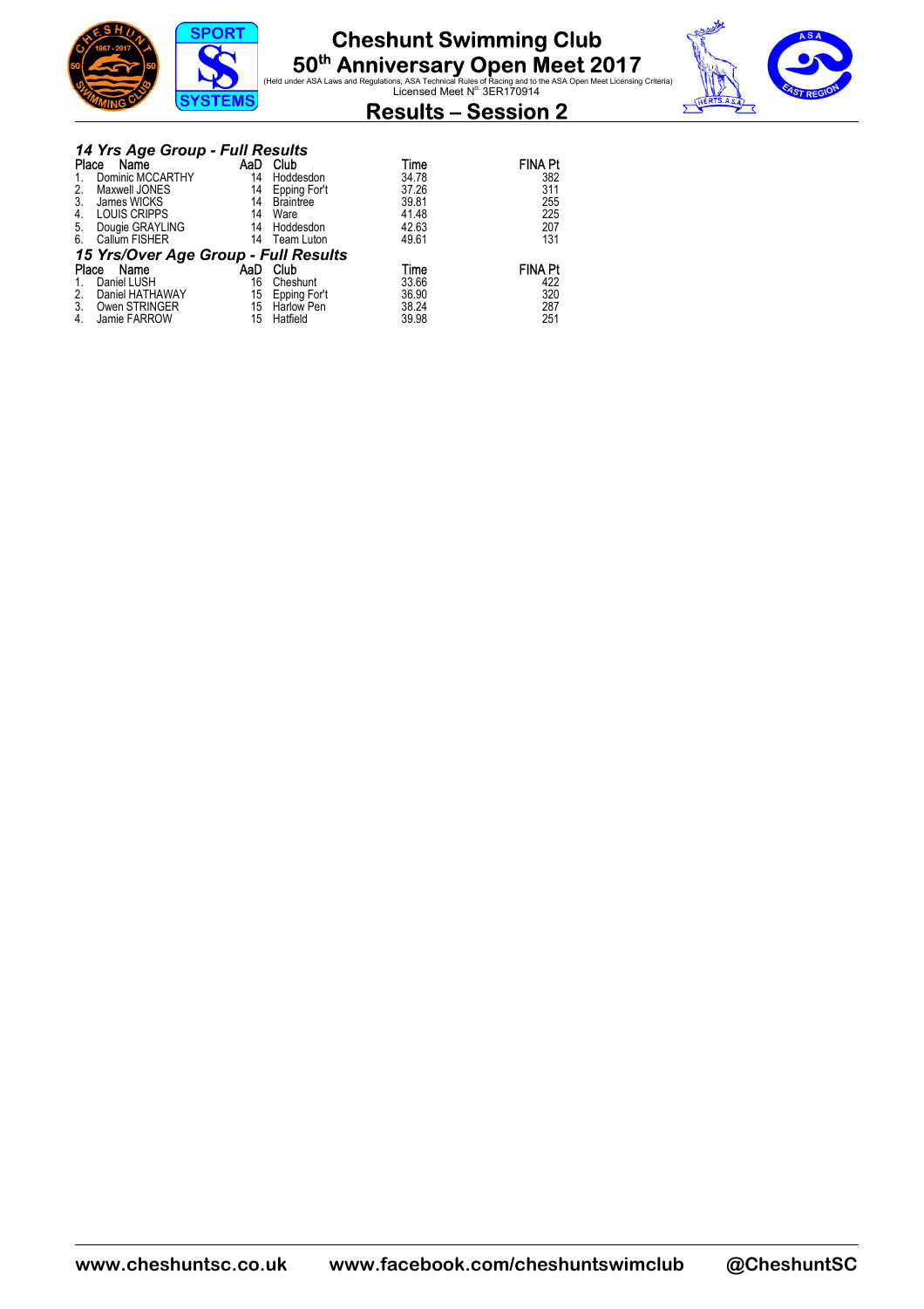# Cheshunt Swimming Club

## 50th Anniversary Open Meet 2017

(Held under ASA Laws and Regulations, ASA Technical Rules of Racing and to the ASA Open Meet Licensing Criteria)
Licensed Meet N° 3ER170914

## Results – Session 2

### *14 Yrs Age Group - Full Results*

| Place | Name | AaD | Club | Time | FINA Pt |
|---|---|---|---|---|---|
| 1. | Dominic MCCARTHY | 14 | Hoddesdon | 34.78 | 382 |
| 2. | Maxwell JONES | 14 | Epping For't | 37.26 | 311 |
| 3. | James WICKS | 14 | Braintree | 39.81 | 255 |
| 4. | LOUIS CRIPPS | 14 | Ware | 41.48 | 225 |
| 5. | Dougie GRAYLING | 14 | Hoddesdon | 42.63 | 207 |
| 6. | Callum FISHER | 14 | Team Luton | 49.61 | 131 |

### *15 Yrs/Over Age Group - Full Results*

| Place | Name | AaD | Club | Time | FINA Pt |
|---|---|---|---|---|---|
| 1. | Daniel LUSH | 16 | Cheshunt | 33.66 | 422 |
| 2. | Daniel HATHAWAY | 15 | Epping For't | 36.90 | 320 |
| 3. | Owen STRINGER | 15 | Harlow Pen | 38.24 | 287 |
| 4. | Jamie FARROW | 15 | Hatfield | 39.98 | 251 |

**www.cheshuntsc.co.uk www.facebook.com/cheshuntswimclub @CheshuntSC**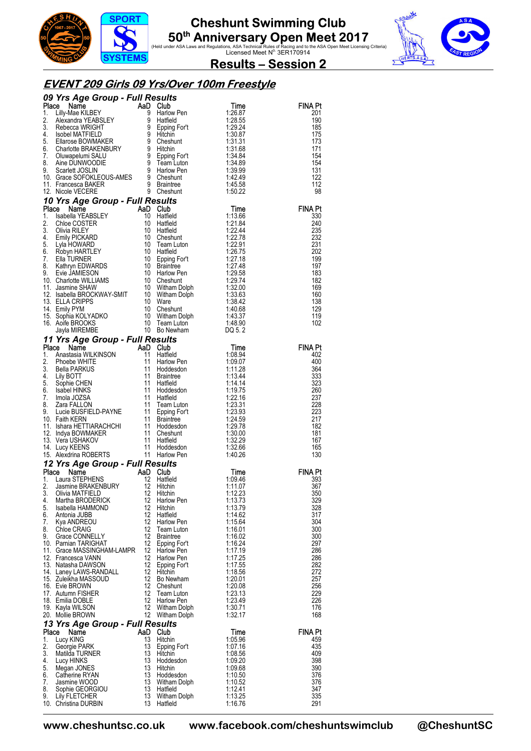# Cheshunt Swimming Club

## 50th Anniversary Open Meet 2017

(Held under ASA Laws and Regulations, ASA Technical Rules of Racing and to the ASA Open Meet Licensing Criteria)
Licensed Meet N° 3ER170914

## Results – Session 2

### EVENT 209 Girls 09 Yrs/Over 100m Freestyle

#### 09 Yrs Age Group - Full Results

| Place | Name | AaD | Club | Time | FINA Pt |
|---|---|---|---|---|---|
| 1. | Lilly-Mae KILBEY | 9 | Harlow Pen | 1:26.87 | 201 |
| 2. | Alexandra YEABSLEY | 9 | Hatfield | 1:28.55 | 190 |
| 3. | Rebecca WRIGHT | 9 | Epping For't | 1:29.24 | 185 |
| 4. | Isobel MATFIELD | 9 | Hitchin | 1:30.87 | 175 |
| 5. | Ellarose BOWMAKER | 9 | Cheshunt | 1:31.31 | 173 |
| 6. | Charlotte BRAKENBURY | 9 | Hitchin | 1:31.68 | 171 |
| 7. | Oluwapelumi SALU | 9 | Epping For't | 1:34.84 | 154 |
| 8. | Aine DUNWOODIE | 9 | Team Luton | 1:34.89 | 154 |
| 9. | Scarlett JOSLIN | 9 | Harlow Pen | 1:39.99 | 131 |
| 10. | Grace SOFOKLEOUS-AMES | 9 | Cheshunt | 1:42.49 | 122 |
| 11. | Francesca BAKER | 9 | Braintree | 1:45.58 | 112 |
| 12. | Nicole VECERE | 9 | Cheshunt | 1:50.22 | 98 |

#### 10 Yrs Age Group - Full Results

| Place | Name | AaD | Club | Time | FINA Pt |
|---|---|---|---|---|---|
| 1. | Isabella YEABSLEY | 10 | Hatfield | 1:13.66 | 330 |
| 2. | Chloe COSTER | 10 | Hatfield | 1:21.84 | 240 |
| 3. | Olivia RILEY | 10 | Hatfield | 1:22.44 | 235 |
| 4. | Emily PICKARD | 10 | Cheshunt | 1:22.78 | 232 |
| 5. | Lyla HOWARD | 10 | Team Luton | 1:22.91 | 231 |
| 6. | Robyn HARTLEY | 10 | Hatfield | 1:26.75 | 202 |
| 7. | Ella TURNER | 10 | Epping For't | 1:27.18 | 199 |
| 8. | Kathryn EDWARDS | 10 | Braintree | 1:27.48 | 197 |
| 9. | Evie JAMIESON | 10 | Harlow Pen | 1:29.58 | 183 |
| 10. | Charlotte WILLIAMS | 10 | Cheshunt | 1:29.74 | 182 |
| 11. | Jasmine SHAW | 10 | Witham Dolph | 1:32.00 | 169 |
| 12. | Isabella BROCKWAY-SMIT | 10 | Witham Dolph | 1:33.63 | 160 |
| 13. | ELLA CRIPPS | 10 | Ware | 1:38.42 | 138 |
| 14. | Emily PYM | 10 | Cheshunt | 1:40.68 | 129 |
| 15. | Sophia KOLYADKO | 10 | Witham Dolph | 1:43.37 | 119 |
| 16. | Aoife BROOKS | 10 | Team Luton | 1:48.90 | 102 |
| | Jayla MIREMBE | 10 | Bo Newham | DQ 5. 2 | |

#### 11 Yrs Age Group - Full Results

| Place | Name | AaD | Club | Time | FINA Pt |
|---|---|---|---|---|---|
| 1. | Anastasia WILKINSON | 11 | Hatfield | 1:08.94 | 402 |
| 2. | Phoebe WHITE | 11 | Harlow Pen | 1:09.07 | 400 |
| 3. | Bella PARKUS | 11 | Hoddesdon | 1:11.28 | 364 |
| 4. | Lily BOTT | 11 | Braintree | 1:13.44 | 333 |
| 5. | Sophie CHEN | 11 | Hatfield | 1:14.14 | 323 |
| 6. | Isabel HINKS | 11 | Hoddesdon | 1:19.75 | 260 |
| 7. | Imola JOZSA | 11 | Hatfield | 1:22.16 | 237 |
| 8. | Zara FALLON | 11 | Team Luton | 1:23.31 | 228 |
| 9. | Lucie BUSFIELD-PAYNE | 11 | Epping For't | 1:23.93 | 223 |
| 10. | Faith KERN | 11 | Braintree | 1:24.59 | 217 |
| 11. | Ishara HETTIARACHCHI | 11 | Hoddesdon | 1:29.78 | 182 |
| 12. | Indya BOWMAKER | 11 | Cheshunt | 1:30.00 | 181 |
| 13. | Vera USHAKOV | 11 | Hatfield | 1:32.29 | 167 |
| 14. | Lucy KEENS | 11 | Hoddesdon | 1:32.66 | 165 |
| 15. | Alexdrina ROBERTS | 11 | Harlow Pen | 1:40.26 | 130 |

#### 12 Yrs Age Group - Full Results

| Place | Name | AaD | Club | Time | FINA Pt |
|---|---|---|---|---|---|
| 1. | Laura STEPHENS | 12 | Hatfield | 1:09.46 | 393 |
| 2. | Jasmine BRAKENBURY | 12 | Hitchin | 1:11.07 | 367 |
| 3. | Olivia MATFIELD | 12 | Hitchin | 1:12.23 | 350 |
| 4. | Martha BRODERICK | 12 | Harlow Pen | 1:13.73 | 329 |
| 5. | Isabella HAMMOND | 12 | Hitchin | 1:13.79 | 328 |
| 6. | Antonia JUBB | 12 | Hatfield | 1:14.62 | 317 |
| 7. | Kya ANDREOU | 12 | Harlow Pen | 1:15.64 | 304 |
| 8. | Chloe CRAIG | 12 | Team Luton | 1:16.01 | 300 |
| 9. | Grace CONNELLY | 12 | Braintree | 1:16.02 | 300 |
| 10. | Parnian TARIGHAT | 12 | Epping For't | 1:16.24 | 297 |
| 11. | Grace MASSINGHAM-LAMPR | 12 | Harlow Pen | 1:17.19 | 286 |
| 12. | Francesca VANN | 12 | Harlow Pen | 1:17.25 | 286 |
| 13. | Natasha DAWSON | 12 | Epping For't | 1:17.55 | 282 |
| 14. | Laney LAWS-RANDALL | 12 | Hitchin | 1:18.56 | 272 |
| 15. | Zuleikha MASSOUD | 12 | Bo Newham | 1:20.01 | 257 |
| 16. | Evie BROWN | 12 | Cheshunt | 1:20.08 | 256 |
| 17. | Autumn FISHER | 12 | Team Luton | 1:23.13 | 229 |
| 18. | Emilia DOBLE | 12 | Harlow Pen | 1:23.49 | 226 |
| 19. | Kayla WILSON | 12 | Witham Dolph | 1:30.71 | 176 |
| 20. | Mollie BROWN | 12 | Witham Dolph | 1:32.17 | 168 |

#### 13 Yrs Age Group - Full Results

| Place | Name | AaD | Club | Time | FINA Pt |
|---|---|---|---|---|---|
| 1. | Lucy KING | 13 | Hitchin | 1:05.96 | 459 |
| 2. | Georgie PARK | 13 | Epping For't | 1:07.16 | 435 |
| 3. | Matilda TURNER | 13 | Hitchin | 1:08.56 | 409 |
| 4. | Lucy HINKS | 13 | Hoddesdon | 1:09.20 | 398 |
| 5. | Megan JONES | 13 | Hitchin | 1:09.68 | 390 |
| 6. | Catherine RYAN | 13 | Hoddesdon | 1:10.50 | 376 |
| 7. | Jasmine WOOD | 13 | Witham Dolph | 1:10.52 | 376 |
| 8. | Sophie GEORGIOU | 13 | Hatfield | 1:12.41 | 347 |
| 9. | Lily FLETCHER | 13 | Witham Dolph | 1:13.25 | 335 |
| 10. | Christina DURBIN | 13 | Hatfield | 1:16.76 | 291 |

www.cheshuntsc.co.uk www.facebook.com/cheshuntswimclub @CheshuntSC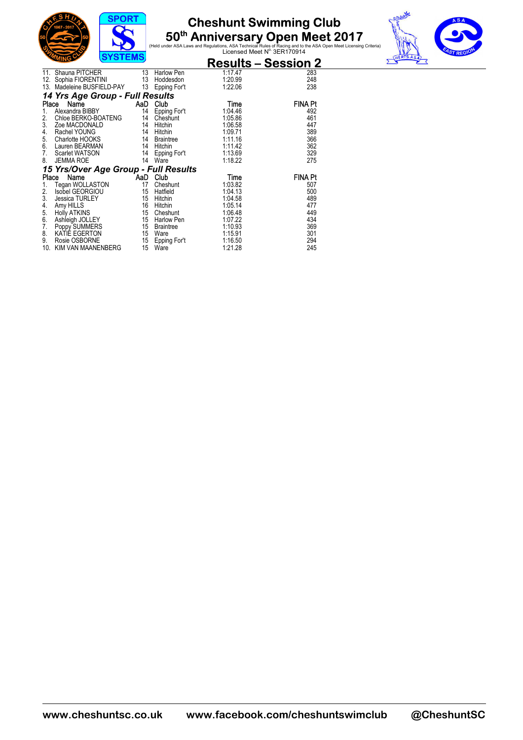| Place | Name | AaD | Club | Time | FINA Pt |
|---|---|---|---|---|---|
| 11. | Shauna PITCHER | 13 | Harlow Pen | 1:17.47 | 283 |
| 12. | Sophia FIORENTINI | 13 | Hoddesdon | 1:20.99 | 248 |
| 13. | Madeleine BUSFIELD-PAY | 13 | Epping For't | 1:22.06 | 238 |

### *14 Yrs Age Group - Full Results*

| Place | Name | AaD | Club | Time | FINA Pt |
|---|---|---|---|---|---|
| 1. | Alexandra BIBBY | 14 | Epping For't | 1:04.46 | 492 |
| 2. | Chloe BERKO-BOATENG | 14 | Cheshunt | 1:05.86 | 461 |
| 3. | Zoe MACDONALD | 14 | Hitchin | 1:06.58 | 447 |
| 4. | Rachel YOUNG | 14 | Hitchin | 1:09.71 | 389 |
| 5. | Charlotte HOOKS | 14 | Braintree | 1:11.16 | 366 |
| 6. | Lauren BEARMAN | 14 | Hitchin | 1:11.42 | 362 |
| 7. | Scarlet WATSON | 14 | Epping For't | 1:13.69 | 329 |
| 8. | JEMMA ROE | 14 | Ware | 1:18.22 | 275 |

### *15 Yrs/Over Age Group - Full Results*

| Place | Name | AaD | Club | Time | FINA Pt |
|---|---|---|---|---|---|
| 1. | Tegan WOLLASTON | 17 | Cheshunt | 1:03.82 | 507 |
| 2. | Isobel GEORGIOU | 15 | Hatfield | 1:04.13 | 500 |
| 3. | Jessica TURLEY | 15 | Hitchin | 1:04.58 | 489 |
| 4. | Amy HILLS | 16 | Hitchin | 1:05.14 | 477 |
| 5. | Holly ATKINS | 15 | Cheshunt | 1:06.48 | 449 |
| 6. | Ashleigh JOLLEY | 15 | Harlow Pen | 1:07.22 | 434 |
| 7. | Poppy SUMMERS | 15 | Braintree | 1:10.93 | 369 |
| 8. | KATIE EGERTON | 15 | Ware | 1:15.91 | 301 |
| 9. | Rosie OSBORNE | 15 | Epping For't | 1:16.50 | 294 |
| 10. | KIM VAN MAANENBERG | 15 | Ware | 1:21.28 | 245 |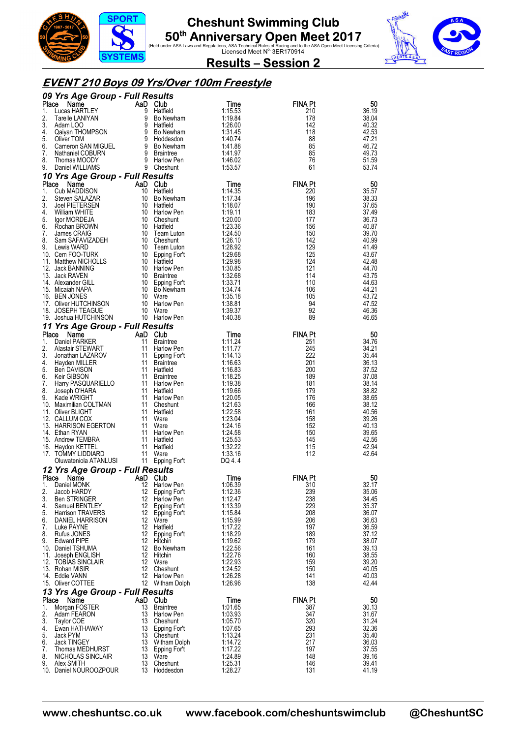# Cheshunt Swimming Club
## 50th Anniversary Open Meet 2017

(Held under ASA Laws and Regulations, ASA Technical Rules of Racing and to the ASA Open Meet Licensing Criteria)
Licensed Meet N° 3ER170914

## Results – Session 2

### *EVENT 210 Boys 09 Yrs/Over 100m Freestyle*

#### *09 Yrs Age Group - Full Results*

| Place | Name | AaD | Club | Time | FINA Pt | 50 |
|---|---|---|---|---|---|---|
| 1. | Lucas HARTLEY | 9 | Hatfield | 1:15.53 | 210 | 36.19 |
| 2. | Tarelle LANIYAN | 9 | Bo Newham | 1:19.84 | 178 | 38.04 |
| 3. | Adam LOO | 9 | Hatfield | 1:26.00 | 142 | 40.32 |
| 4. | Qaiyan THOMPSON | 9 | Bo Newham | 1:31.45 | 118 | 42.53 |
| 5. | Oliver TOM | 9 | Hoddesdon | 1:40.74 | 88 | 47.21 |
| 6. | Cameron SAN MIGUEL | 9 | Bo Newham | 1:41.88 | 85 | 46.72 |
| 7. | Nathaniel COBURN | 9 | Braintree | 1:41.97 | 85 | 49.73 |
| 8. | Thomas MOODY | 9 | Harlow Pen | 1:46.02 | 76 | 51.59 |
| 9. | Daniel WILLIAMS | 9 | Cheshunt | 1:53.57 | 61 | 53.74 |

#### *10 Yrs Age Group - Full Results*

| Place | Name | AaD | Club | Time | FINA Pt | 50 |
|---|---|---|---|---|---|---|
| 1. | Cub MADDISON | 10 | Hatfield | 1:14.35 | 220 | 35.57 |
| 2. | Steven SALAZAR | 10 | Bo Newham | 1:17.34 | 196 | 38.33 |
| 3. | Joel PIETERSEN | 10 | Hatfield | 1:18.07 | 190 | 37.65 |
| 4. | William WHITE | 10 | Harlow Pen | 1:19.11 | 183 | 37.49 |
| 5. | Igor MORDEJA | 10 | Cheshunt | 1:20.00 | 177 | 36.73 |
| 6. | Rochan BROWN | 10 | Hatfield | 1:23.36 | 156 | 40.87 |
| 7. | James CRAIG | 10 | Team Luton | 1:24.50 | 150 | 39.70 |
| 8. | Sam SAFAVIZADEH | 10 | Cheshunt | 1:26.10 | 142 | 40.99 |
| 9. | Lewis WARD | 10 | Team Luton | 1:28.92 | 129 | 41.49 |
| 10. | Cem FOO-TURK | 10 | Epping For't | 1:29.68 | 125 | 43.67 |
| 11. | Matthew NICHOLLS | 10 | Hatfield | 1:29.98 | 124 | 42.48 |
| 12. | Jack BANNING | 10 | Harlow Pen | 1:30.85 | 121 | 44.70 |
| 13. | Jack RAVEN | 10 | Braintree | 1:32.68 | 114 | 43.75 |
| 14. | Alexander GILL | 10 | Epping For't | 1:33.71 | 110 | 44.63 |
| 15. | Micaiah NAPA | 10 | Bo Newham | 1:34.74 | 106 | 44.21 |
| 16. | BEN JONES | 10 | Ware | 1:35.18 | 105 | 43.72 |
| 17. | Oliver HUTCHINSON | 10 | Harlow Pen | 1:38.81 | 94 | 47.52 |
| 18. | JOSEPH TEAGUE | 10 | Ware | 1:39.37 | 92 | 46.36 |
| 19. | Joshua HUTCHINSON | 10 | Harlow Pen | 1:40.38 | 89 | 46.65 |

#### *11 Yrs Age Group - Full Results*

| Place | Name | AaD | Club | Time | FINA Pt | 50 |
|---|---|---|---|---|---|---|
| 1. | Daniel PARKER | 11 | Braintree | 1:11.24 | 251 | 34.76 |
| 2. | Alastair STEWART | 11 | Harlow Pen | 1:11.77 | 245 | 34.21 |
| 3. | Jonathan LAZAROV | 11 | Epping For't | 1:14.13 | 222 | 35.44 |
| 4. | Hayden MILLER | 11 | Braintree | 1:16.63 | 201 | 36.13 |
| 5. | Ben DAVISON | 11 | Hatfield | 1:16.83 | 200 | 37.52 |
| 6. | Keir GIBSON | 11 | Braintree | 1:18.25 | 189 | 37.08 |
| 7. | Harry PASQUARIELLO | 11 | Harlow Pen | 1:19.38 | 181 | 38.14 |
| 8. | Joseph O'HARA | 11 | Hatfield | 1:19.66 | 179 | 38.82 |
| 9. | Kade WRIGHT | 11 | Harlow Pen | 1:20.05 | 176 | 38.65 |
| 10. | Maximilian COLTMAN | 11 | Cheshunt | 1:21.63 | 166 | 38.12 |
| 11. | Oliver BLIGHT | 11 | Hatfield | 1:22.58 | 161 | 40.56 |
| 12. | CALLUM COX | 11 | Ware | 1:23.04 | 158 | 39.26 |
| 13. | HARRISON EGERTON | 11 | Ware | 1:24.16 | 152 | 40.13 |
| 14. | Ethan RYAN | 11 | Harlow Pen | 1:24.58 | 150 | 39.65 |
| 15. | Andrew TEMBRA | 11 | Hatfield | 1:25.53 | 145 | 42.56 |
| 16. | Haydon KETTEL | 11 | Hatfield | 1:32.22 | 115 | 42.94 |
| 17. | TOMMY LIDDIARD | 11 | Ware | 1:33.16 | 112 | 42.64 |
| | Oluwateniola ATANLUSI | 11 | Epping For't | DQ 4. 4 | | |

#### *12 Yrs Age Group - Full Results*

| Place | Name | AaD | Club | Time | FINA Pt | 50 |
|---|---|---|---|---|---|---|
| 1. | Daniel MONK | 12 | Harlow Pen | 1:06.39 | 310 | 32.17 |
| 2. | Jacob HARDY | 12 | Epping For't | 1:12.36 | 239 | 35.06 |
| 3. | Ben STRINGER | 12 | Harlow Pen | 1:12.47 | 238 | 34.45 |
| 4. | Samuel BENTLEY | 12 | Epping For't | 1:13.39 | 229 | 35.37 |
| 5. | Harrison TRAVERS | 12 | Epping For't | 1:15.84 | 208 | 36.07 |
| 6. | DANIEL HARRISON | 12 | Ware | 1:15.99 | 206 | 36.63 |
| 7. | Luke PAYNE | 12 | Hatfield | 1:17.22 | 197 | 36.59 |
| 8. | Rufus JONES | 12 | Epping For't | 1:18.29 | 189 | 37.12 |
| 9. | Edward PIPE | 12 | Hitchin | 1:19.62 | 179 | 38.07 |
| 10. | Daniel TSHUMA | 12 | Bo Newham | 1:22.56 | 161 | 39.13 |
| 11. | Joseph ENGLISH | 12 | Hitchin | 1:22.76 | 160 | 38.55 |
| 12. | TOBIAS SINCLAIR | 12 | Ware | 1:22.93 | 159 | 39.20 |
| 13. | Rohan MISIR | 12 | Cheshunt | 1:24.52 | 150 | 40.05 |
| 14. | Eddie VANN | 12 | Harlow Pen | 1:26.28 | 141 | 40.03 |
| 15. | Oliver COTTEE | 12 | Witham Dolph | 1:26.96 | 138 | 42.44 |

#### *13 Yrs Age Group - Full Results*

| Place | Name | AaD | Club | Time | FINA Pt | 50 |
|---|---|---|---|---|---|---|
| 1. | Morgan FOSTER | 13 | Braintree | 1:01.65 | 387 | 30.13 |
| 2. | Adam FEARON | 13 | Harlow Pen | 1:03.93 | 347 | 31.67 |
| 3. | Taylor COE | 13 | Cheshunt | 1:05.70 | 320 | 31.24 |
| 4. | Ewan HATHAWAY | 13 | Epping For't | 1:07.65 | 293 | 32.36 |
| 5. | Jack PYM | 13 | Cheshunt | 1:13.24 | 231 | 35.40 |
| 6. | Jack TINGEY | 13 | Witham Dolph | 1:14.72 | 217 | 36.03 |
| 7. | Thomas MEDHURST | 13 | Epping For't | 1:17.22 | 197 | 37.55 |
| 8. | NICHOLAS SINCLAIR | 13 | Ware | 1:24.89 | 148 | 39.16 |
| 9. | Alex SMITH | 13 | Cheshunt | 1:25.31 | 146 | 39.41 |
| 10. | Daniel NOUROOZPOUR | 13 | Hoddesdon | 1:28.27 | 131 | 41.19 |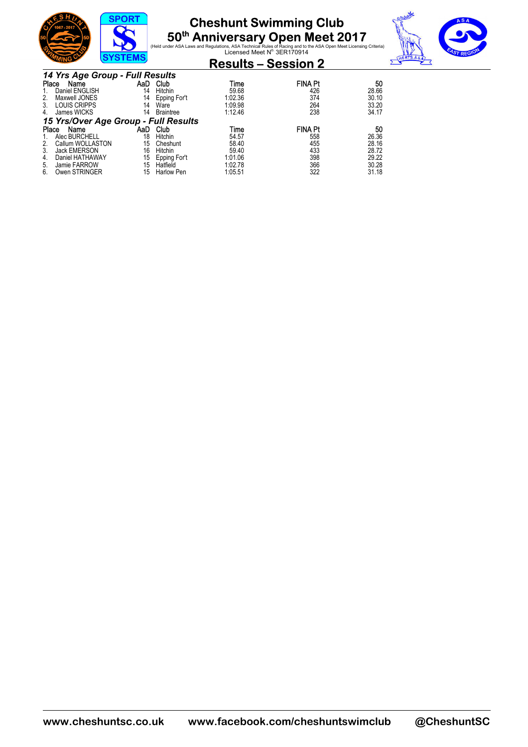# Cheshunt Swimming Club

## 50th Anniversary Open Meet 2017

(Held under ASA Laws and Regulations, ASA Technical Rules of Racing and to the ASA Open Meet Licensing Criteria)
Licensed Meet N° 3ER170914

## Results – Session 2

### *14 Yrs Age Group - Full Results*

| Place | Name | AaD | Club | Time | FINA Pt | 50 |
|---|---|---|---|---|---|---|
| 1. | Daniel ENGLISH | 14 | Hitchin | 59.68 | 426 | 28.66 |
| 2. | Maxwell JONES | 14 | Epping For't | 1:02.36 | 374 | 30.10 |
| 3. | LOUIS CRIPPS | 14 | Ware | 1:09.98 | 264 | 33.20 |
| 4. | James WICKS | 14 | Braintree | 1:12.46 | 238 | 34.17 |

### *15 Yrs/Over Age Group - Full Results*

| Place | Name | AaD | Club | Time | FINA Pt | 50 |
|---|---|---|---|---|---|---|
| 1. | Alec BURCHELL | 18 | Hitchin | 54.57 | 558 | 26.36 |
| 2. | Callum WOLLASTON | 15 | Cheshunt | 58.40 | 455 | 28.16 |
| 3. | Jack EMERSON | 16 | Hitchin | 59.40 | 433 | 28.72 |
| 4. | Daniel HATHAWAY | 15 | Epping For't | 1:01.06 | 398 | 29.22 |
| 5. | Jamie FARROW | 15 | Hatfield | 1:02.78 | 366 | 30.28 |
| 6. | Owen STRINGER | 15 | Harlow Pen | 1:05.51 | 322 | 31.18 |